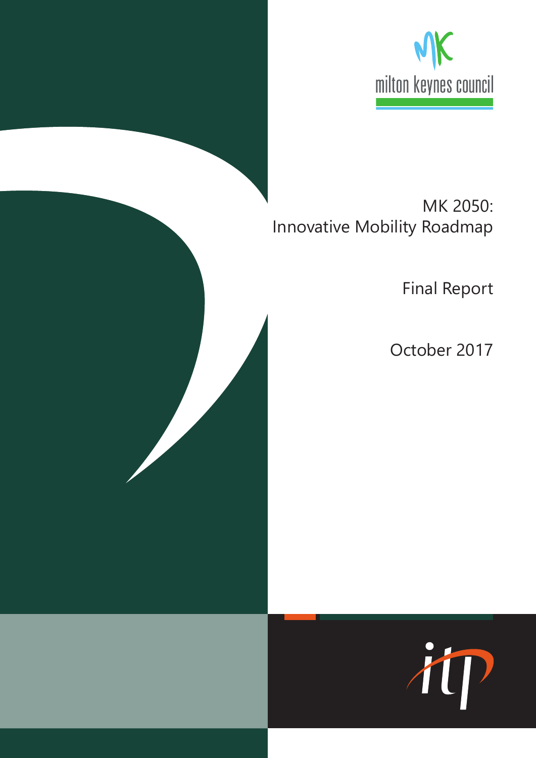milton keynes council

# MK 2050: Innovative Mobility Roadmap

Final Report

October 2017

itp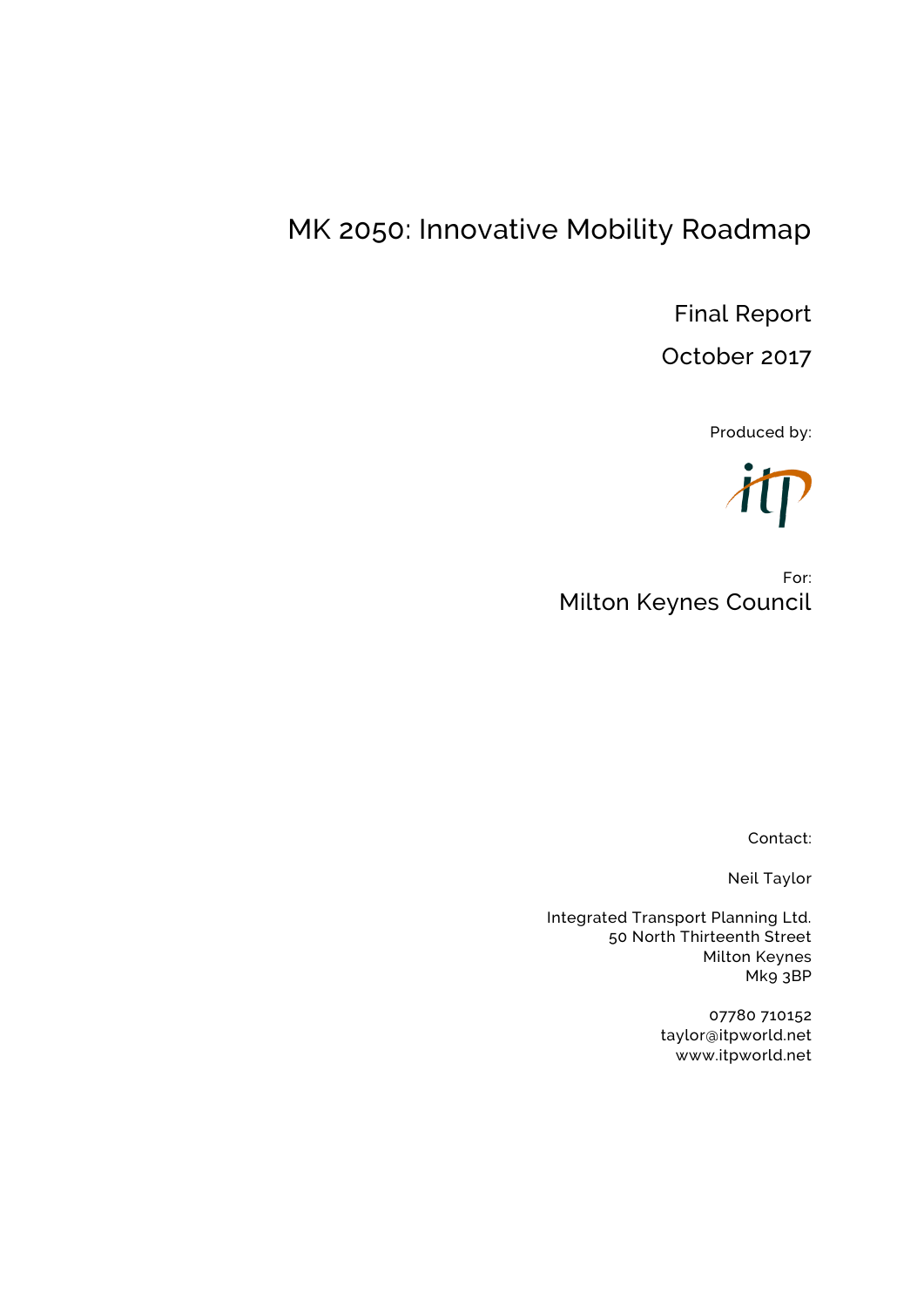# MK 2050: Innovative Mobility Roadmap

Final Report

October 2017

Produced by:

For:

Milton Keynes Council

Contact:

Neil Taylor

Integrated Transport Planning Ltd.
50 North Thirteenth Street
Milton Keynes
Mk9 3BP

07780 710152
taylor@itpworld.net
www.itpworld.net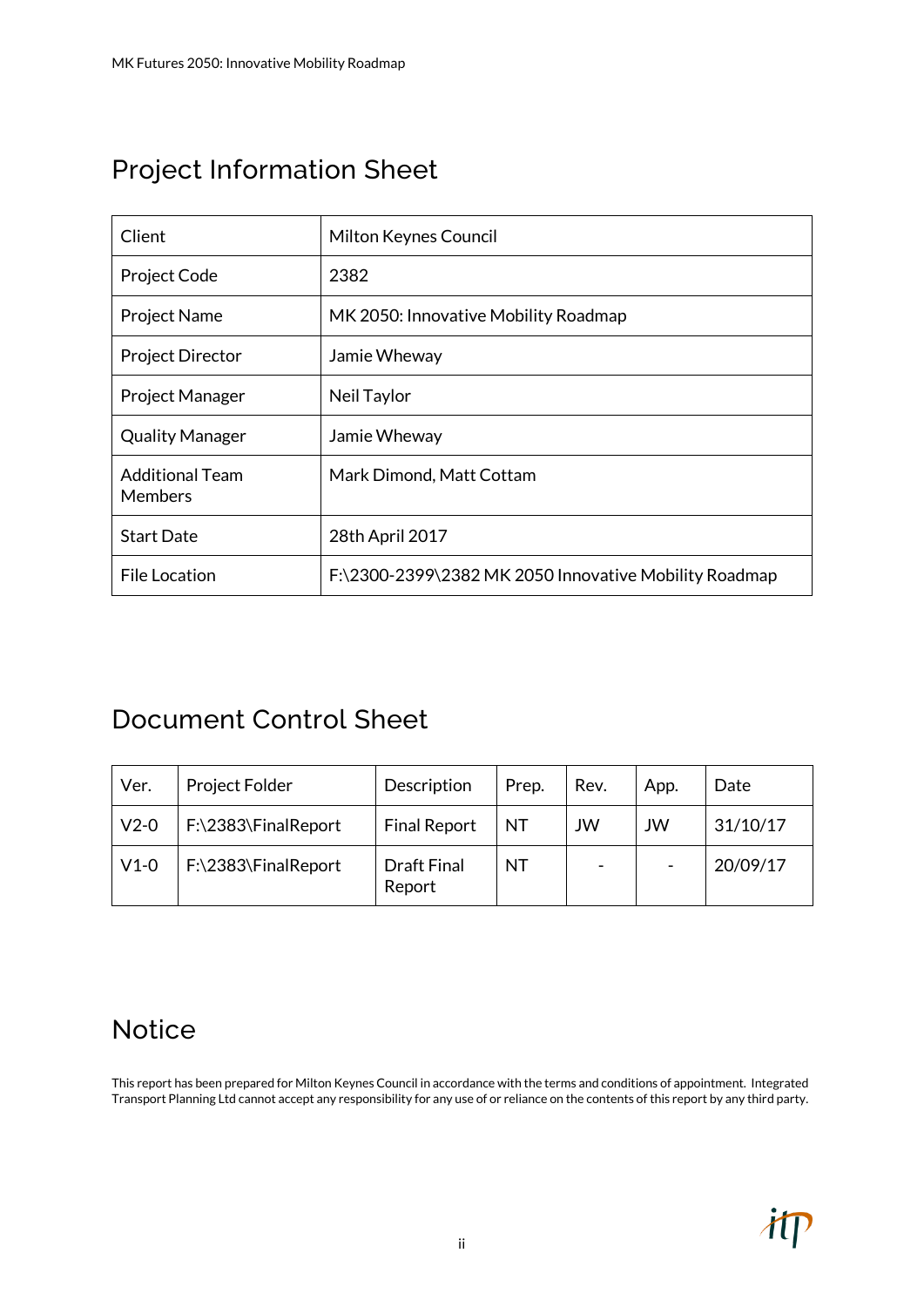# Project Information Sheet

| Client | Milton Keynes Council |
|---|---|
| Project Code | 2382 |
| Project Name | MK 2050: Innovative Mobility Roadmap |
| Project Director | Jamie Wheway |
| Project Manager | Neil Taylor |
| Quality Manager | Jamie Wheway |
| Additional Team Members | Mark Dimond, Matt Cottam |
| Start Date | 28th April 2017 |
| File Location | F:\2300-2399\2382 MK 2050 Innovative Mobility Roadmap |

# Document Control Sheet

| Ver. | Project Folder | Description | Prep. | Rev. | App. | Date |
|---|---|---|---|---|---|---|
| V2-0 | F:\2383\FinalReport | Final Report | NT | JW | JW | 31/10/17 |
| V1-0 | F:\2383\FinalReport | Draft Final Report | NT | - | - | 20/09/17 |

# Notice

This report has been prepared for Milton Keynes Council in accordance with the terms and conditions of appointment. Integrated Transport Planning Ltd cannot accept any responsibility for any use of or reliance on the contents of this report by any third party.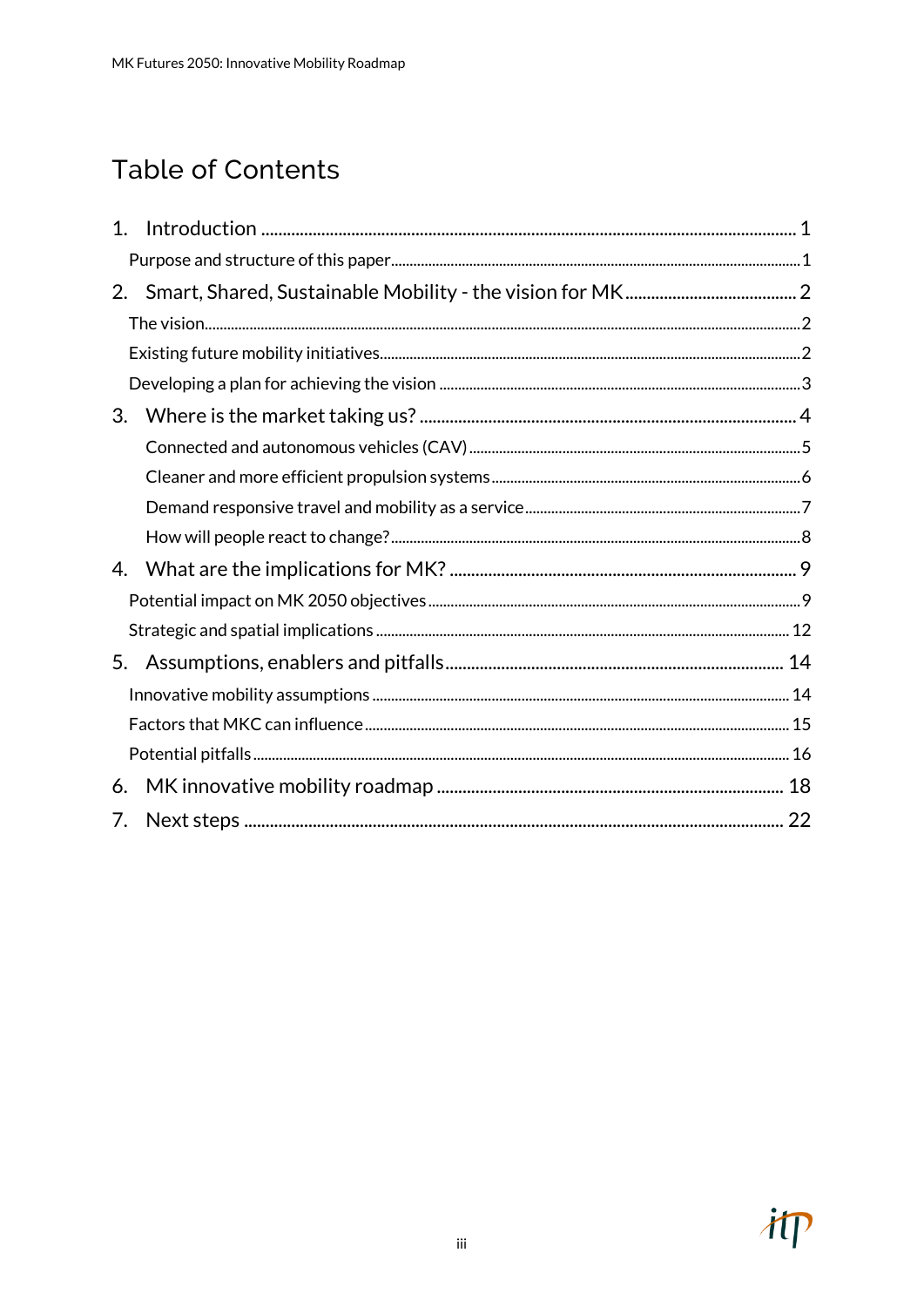# Table of Contents

1. Introduction ........................................................................................................................ 1
   - Purpose and structure of this paper............................................................................................... 1
2. Smart, Shared, Sustainable Mobility - the vision for MK ........................................ 2
   - The vision............................................................................................................................................ 2
   - Existing future mobility initiatives................................................................................................. 2
   - Developing a plan for achieving the vision .................................................................................. 3
3. Where is the market taking us? ....................................................................................... 4
   - Connected and autonomous vehicles (CAV) .............................................................................. 5
   - Cleaner and more efficient propulsion systems ......................................................................... 6
   - Demand responsive travel and mobility as a service ................................................................ 7
   - How will people react to change? ................................................................................................. 8
4. What are the implications for MK? ................................................................................ 9
   - Potential impact on MK 2050 objectives ...................................................................................... 9
   - Strategic and spatial implications ............................................................................................... 12
5. Assumptions, enablers and pitfalls ............................................................................... 14
   - Innovative mobility assumptions ................................................................................................. 14
   - Factors that MKC can influence ................................................................................................... 15
   - Potential pitfalls .............................................................................................................................. 16
6. MK innovative mobility roadmap ................................................................................. 18
7. Next steps .......................................................................................................................... 22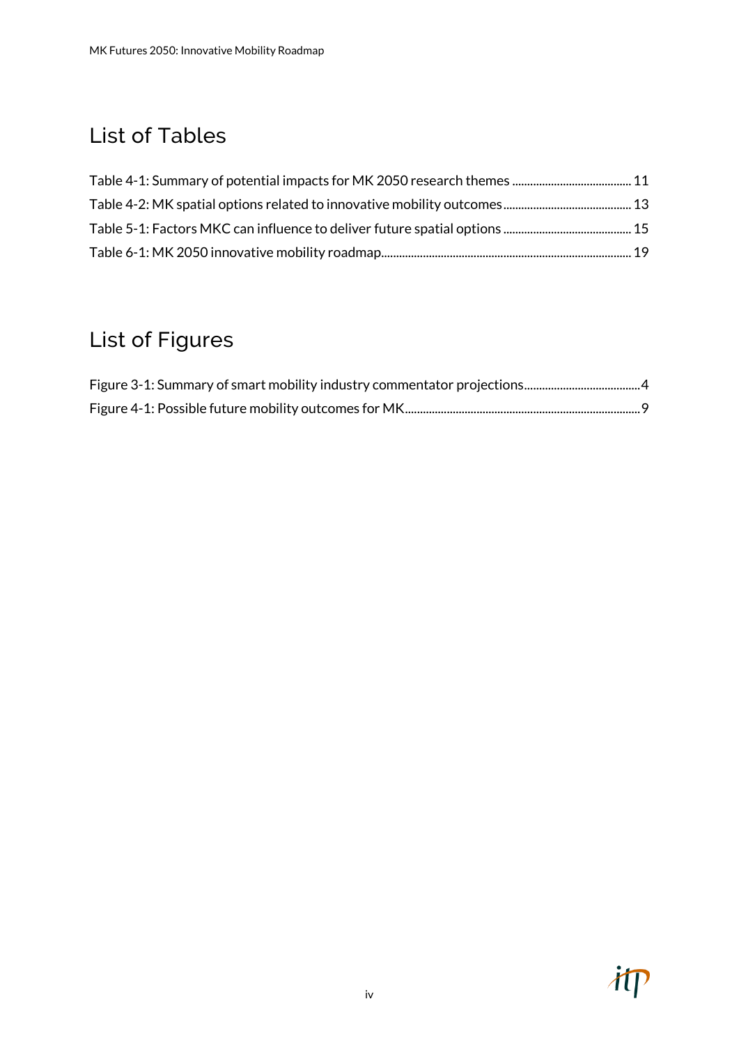## List of Tables

Table 4-1: Summary of potential impacts for MK 2050 research themes ........................................ 11
Table 4-2: MK spatial options related to innovative mobility outcomes ........................................ 13
Table 5-1: Factors MKC can influence to deliver future spatial options ........................................ 15
Table 6-1: MK 2050 innovative mobility roadmap........................................................................ 19

## List of Figures

Figure 3-1: Summary of smart mobility industry commentator projections........................................4
Figure 4-1: Possible future mobility outcomes for MK........................................................................9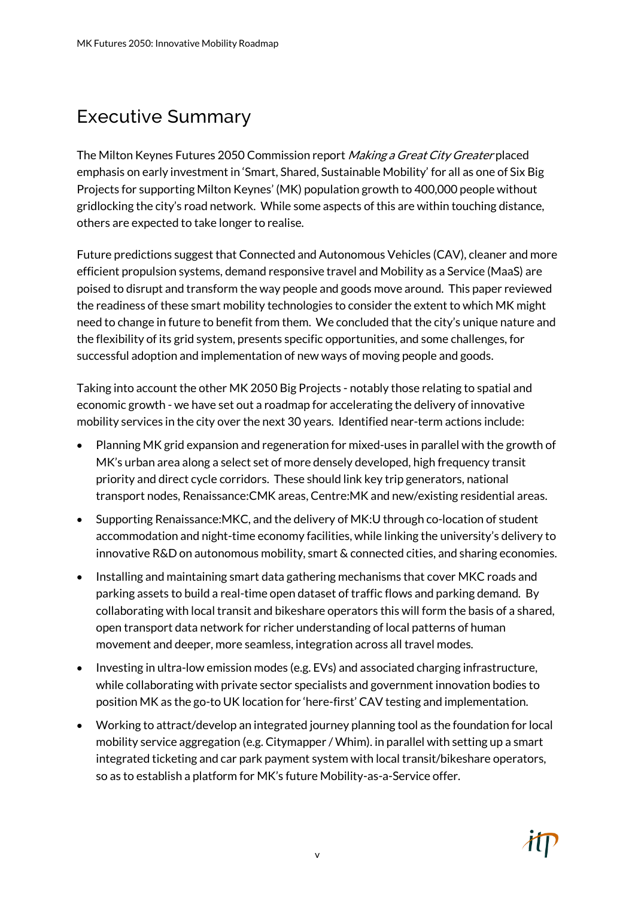# Executive Summary

The Milton Keynes Futures 2050 Commission report *Making a Great City Greater* placed emphasis on early investment in 'Smart, Shared, Sustainable Mobility' for all as one of Six Big Projects for supporting Milton Keynes' (MK) population growth to 400,000 people without gridlocking the city's road network. While some aspects of this are within touching distance, others are expected to take longer to realise.

Future predictions suggest that Connected and Autonomous Vehicles (CAV), cleaner and more efficient propulsion systems, demand responsive travel and Mobility as a Service (MaaS) are poised to disrupt and transform the way people and goods move around. This paper reviewed the readiness of these smart mobility technologies to consider the extent to which MK might need to change in future to benefit from them. We concluded that the city's unique nature and the flexibility of its grid system, presents specific opportunities, and some challenges, for successful adoption and implementation of new ways of moving people and goods.

Taking into account the other MK 2050 Big Projects - notably those relating to spatial and economic growth - we have set out a roadmap for accelerating the delivery of innovative mobility services in the city over the next 30 years. Identified near-term actions include:

- Planning MK grid expansion and regeneration for mixed-uses in parallel with the growth of MK's urban area along a select set of more densely developed, high frequency transit priority and direct cycle corridors. These should link key trip generators, national transport nodes, Renaissance:CMK areas, Centre:MK and new/existing residential areas.
- Supporting Renaissance:MKC, and the delivery of MK:U through co-location of student accommodation and night-time economy facilities, while linking the university's delivery to innovative R&D on autonomous mobility, smart & connected cities, and sharing economies.
- Installing and maintaining smart data gathering mechanisms that cover MKC roads and parking assets to build a real-time open dataset of traffic flows and parking demand. By collaborating with local transit and bikeshare operators this will form the basis of a shared, open transport data network for richer understanding of local patterns of human movement and deeper, more seamless, integration across all travel modes.
- Investing in ultra-low emission modes (e.g. EVs) and associated charging infrastructure, while collaborating with private sector specialists and government innovation bodies to position MK as the go-to UK location for 'here-first' CAV testing and implementation.
- Working to attract/develop an integrated journey planning tool as the foundation for local mobility service aggregation (e.g. Citymapper / Whim). in parallel with setting up a smart integrated ticketing and car park payment system with local transit/bikeshare operators, so as to establish a platform for MK's future Mobility-as-a-Service offer.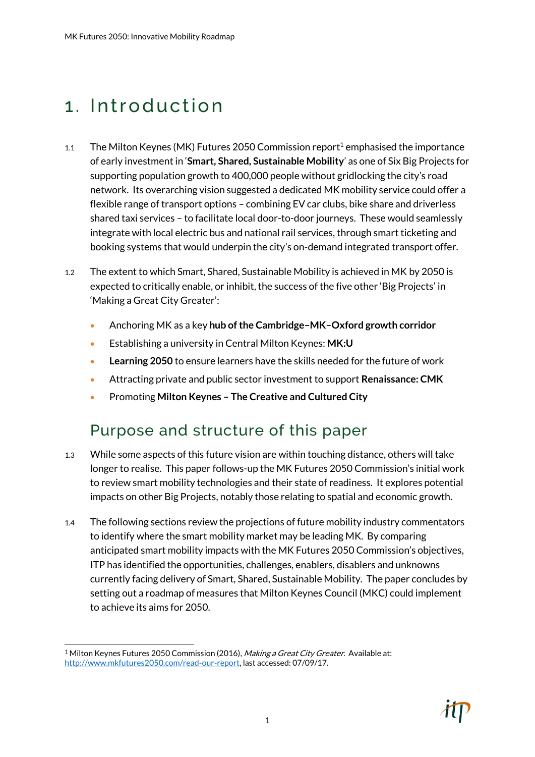// Rules 6 and 11 (omit running header/footer and page number) — I'll keep paragraph numbers like 1.1 as part of content.
# 1. Introduction

1.1 The Milton Keynes (MK) Futures 2050 Commission report[1] emphasised the importance of early investment in '**Smart, Shared, Sustainable Mobility**' as one of Six Big Projects for supporting population growth to 400,000 people without gridlocking the city's road network. Its overarching vision suggested a dedicated MK mobility service could offer a flexible range of transport options – combining EV car clubs, bike share and driverless shared taxi services – to facilitate local door-to-door journeys. These would seamlessly integrate with local electric bus and national rail services, through smart ticketing and booking systems that would underpin the city's on-demand integrated transport offer.

1.2 The extent to which Smart, Shared, Sustainable Mobility is achieved in MK by 2050 is expected to critically enable, or inhibit, the success of the five other 'Big Projects' in 'Making a Great City Greater':

- Anchoring MK as a key **hub of the Cambridge–MK–Oxford growth corridor**
- Establishing a university in Central Milton Keynes: **MK:U**
- **Learning 2050** to ensure learners have the skills needed for the future of work
- Attracting private and public sector investment to support **Renaissance: CMK**
- Promoting **Milton Keynes – The Creative and Cultured City**

## Purpose and structure of this paper

1.3 While some aspects of this future vision are within touching distance, others will take longer to realise. This paper follows-up the MK Futures 2050 Commission's initial work to review smart mobility technologies and their state of readiness. It explores potential impacts on other Big Projects, notably those relating to spatial and economic growth.

1.4 The following sections review the projections of future mobility industry commentators to identify where the smart mobility market may be leading MK. By comparing anticipated smart mobility impacts with the MK Futures 2050 Commission's objectives, ITP has identified the opportunities, challenges, enablers, disablers and unknowns currently facing delivery of Smart, Shared, Sustainable Mobility. The paper concludes by setting out a roadmap of measures that Milton Keynes Council (MKC) could implement to achieve its aims for 2050.

---

[1] Milton Keynes Futures 2050 Commission (2016), *Making a Great City Greater*. Available at: http://www.mkfutures2050.com/read-our-report, last accessed: 07/09/17.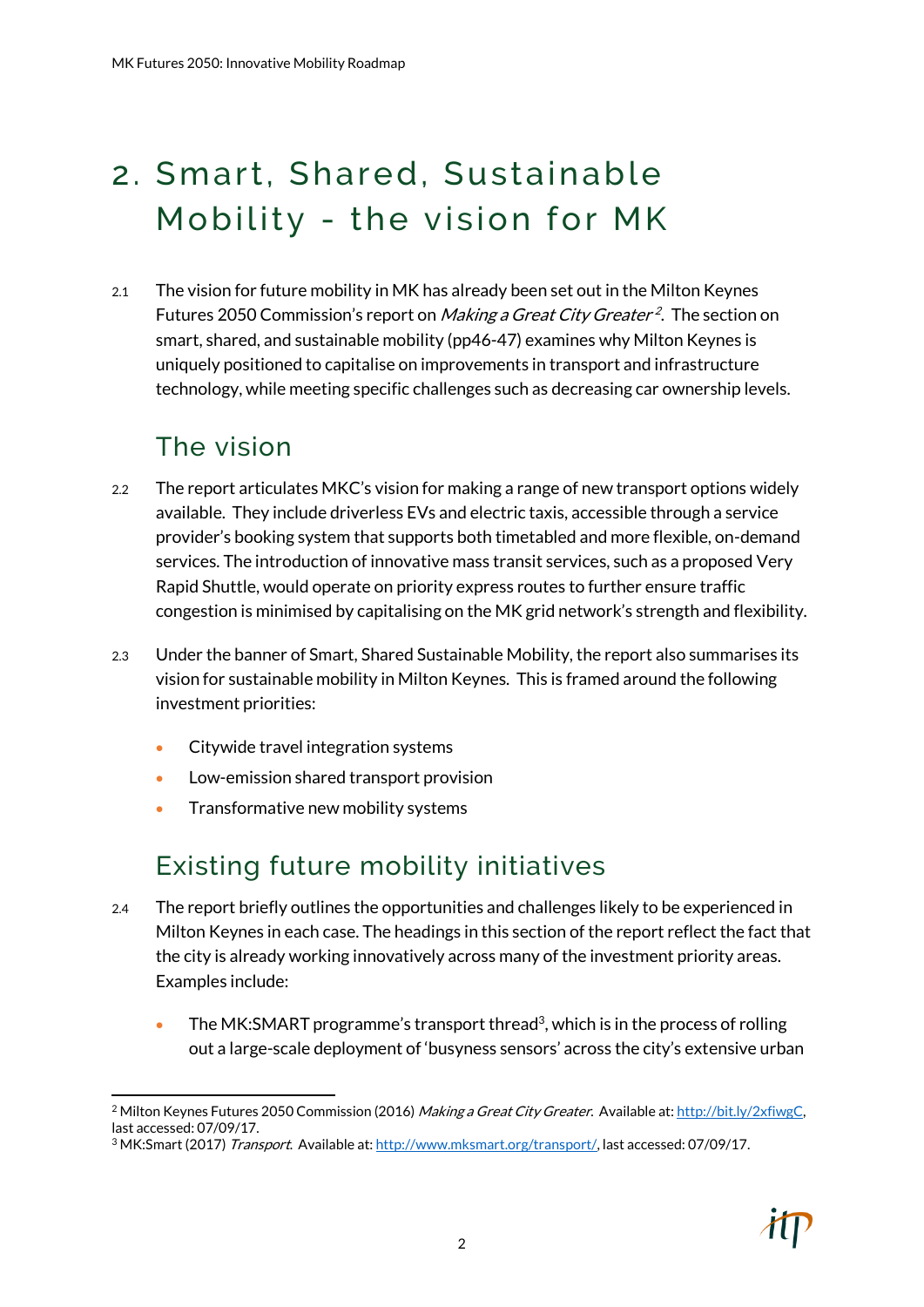# 2. Smart, Shared, Sustainable Mobility - the vision for MK

2.1 The vision for future mobility in MK has already been set out in the Milton Keynes Futures 2050 Commission's report on *Making a Great City Greater*[2]. The section on smart, shared, and sustainable mobility (pp46-47) examines why Milton Keynes is uniquely positioned to capitalise on improvements in transport and infrastructure technology, while meeting specific challenges such as decreasing car ownership levels.

## The vision

2.2 The report articulates MKC's vision for making a range of new transport options widely available. They include driverless EVs and electric taxis, accessible through a service provider's booking system that supports both timetabled and more flexible, on-demand services. The introduction of innovative mass transit services, such as a proposed Very Rapid Shuttle, would operate on priority express routes to further ensure traffic congestion is minimised by capitalising on the MK grid network's strength and flexibility.

2.3 Under the banner of Smart, Shared Sustainable Mobility, the report also summarises its vision for sustainable mobility in Milton Keynes. This is framed around the following investment priorities:

- Citywide travel integration systems
- Low-emission shared transport provision
- Transformative new mobility systems

## Existing future mobility initiatives

2.4 The report briefly outlines the opportunities and challenges likely to be experienced in Milton Keynes in each case. The headings in this section of the report reflect the fact that the city is already working innovatively across many of the investment priority areas. Examples include:

- The MK:SMART programme's transport thread[3], which is in the process of rolling out a large-scale deployment of 'busyness sensors' across the city's extensive urban

---

[2] Milton Keynes Futures 2050 Commission (2016) *Making a Great City Greater*. Available at: http://bit.ly/2xfiwgC, last accessed: 07/09/17.

[3] MK:Smart (2017) *Transport*. Available at: http://www.mksmart.org/transport/, last accessed: 07/09/17.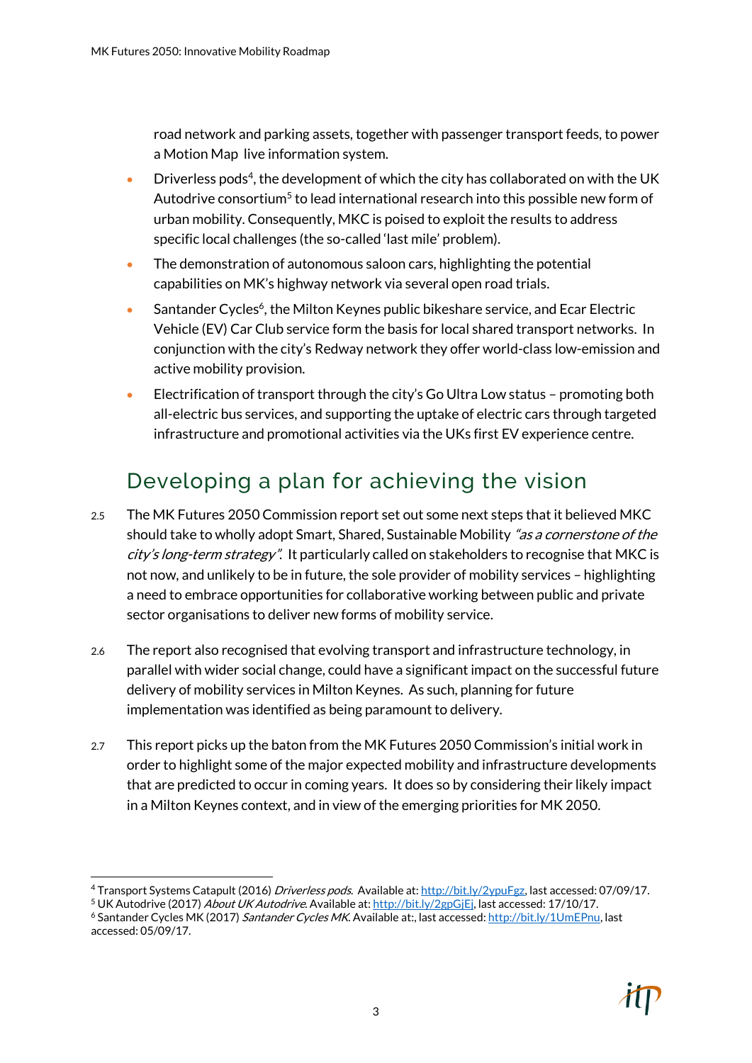road network and parking assets, together with passenger transport feeds, to power a Motion Map live information system.

- Driverless pods[4], the development of which the city has collaborated on with the UK Autodrive consortium[5] to lead international research into this possible new form of urban mobility. Consequently, MKC is poised to exploit the results to address specific local challenges (the so-called 'last mile' problem).
- The demonstration of autonomous saloon cars, highlighting the potential capabilities on MK's highway network via several open road trials.
- Santander Cycles[6], the Milton Keynes public bikeshare service, and Ecar Electric Vehicle (EV) Car Club service form the basis for local shared transport networks. In conjunction with the city's Redway network they offer world-class low-emission and active mobility provision.
- Electrification of transport through the city's Go Ultra Low status – promoting both all-electric bus services, and supporting the uptake of electric cars through targeted infrastructure and promotional activities via the UKs first EV experience centre.

## Developing a plan for achieving the vision

2.5 The MK Futures 2050 Commission report set out some next steps that it believed MKC should take to wholly adopt Smart, Shared, Sustainable Mobility *"as a cornerstone of the city's long-term strategy"*. It particularly called on stakeholders to recognise that MKC is not now, and unlikely to be in future, the sole provider of mobility services – highlighting a need to embrace opportunities for collaborative working between public and private sector organisations to deliver new forms of mobility service.

2.6 The report also recognised that evolving transport and infrastructure technology, in parallel with wider social change, could have a significant impact on the successful future delivery of mobility services in Milton Keynes. As such, planning for future implementation was identified as being paramount to delivery.

2.7 This report picks up the baton from the MK Futures 2050 Commission's initial work in order to highlight some of the major expected mobility and infrastructure developments that are predicted to occur in coming years. It does so by considering their likely impact in a Milton Keynes context, and in view of the emerging priorities for MK 2050.

---

[4] Transport Systems Catapult (2016) *Driverless pods*. Available at: http://bit.ly/2ypuFgz, last accessed: 07/09/17.

[5] UK Autodrive (2017) *About UK Autodrive*. Available at: http://bit.ly/2gpGjEj, last accessed: 17/10/17.

[6] Santander Cycles MK (2017) *Santander Cycles MK*. Available at:, last accessed: http://bit.ly/1UmEPnu, last accessed: 05/09/17.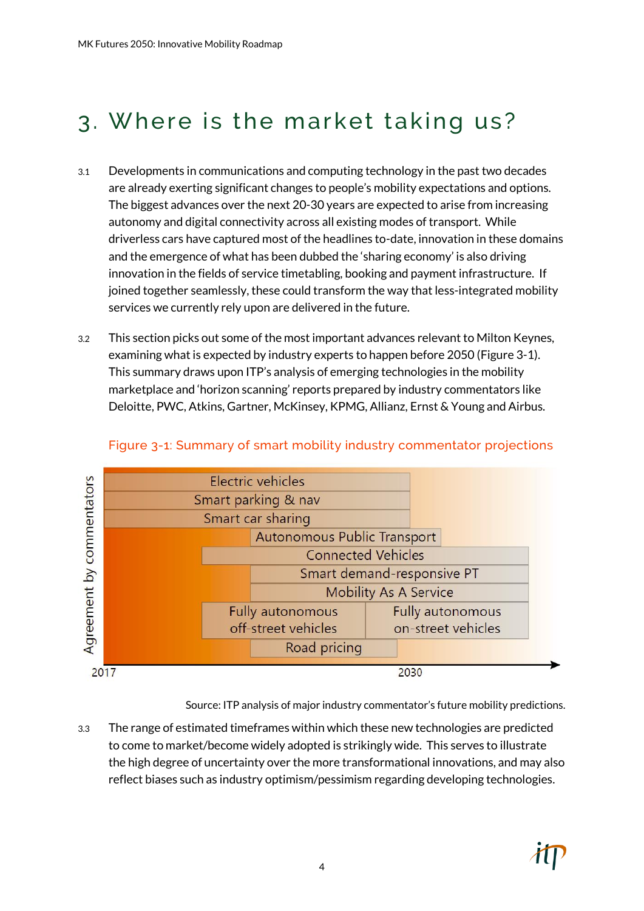# 3. Where is the market taking us?

3.1 Developments in communications and computing technology in the past two decades are already exerting significant changes to people's mobility expectations and options. The biggest advances over the next 20-30 years are expected to arise from increasing autonomy and digital connectivity across all existing modes of transport. While driverless cars have captured most of the headlines to-date, innovation in these domains and the emergence of what has been dubbed the 'sharing economy' is also driving innovation in the fields of service timetabling, booking and payment infrastructure. If joined together seamlessly, these could transform the way that less-integrated mobility services we currently rely upon are delivered in the future.

3.2 This section picks out some of the most important advances relevant to Milton Keynes, examining what is expected by industry experts to happen before 2050 (Figure 3-1). This summary draws upon ITP's analysis of emerging technologies in the mobility marketplace and 'horizon scanning' reports prepared by industry commentators like Deloitte, PWC, Atkins, Gartner, McKinsey, KPMG, Allianz, Ernst & Young and Airbus.

Figure 3-1: Summary of smart mobility industry commentator projections

Agreement by commentators

- Electric vehicles
- Smart parking & nav
- Smart car sharing
- Autonomous Public Transport
- Connected Vehicles
- Smart demand-responsive PT
- Mobility As A Service
- Fully autonomous off-street vehicles
- Fully autonomous on-street vehicles
- Road pricing

2017 — 2030

Source: ITP analysis of major industry commentator's future mobility predictions.

3.3 The range of estimated timeframes within which these new technologies are predicted to come to market/become widely adopted is strikingly wide. This serves to illustrate the high degree of uncertainty over the more transformational innovations, and may also reflect biases such as industry optimism/pessimism regarding developing technologies.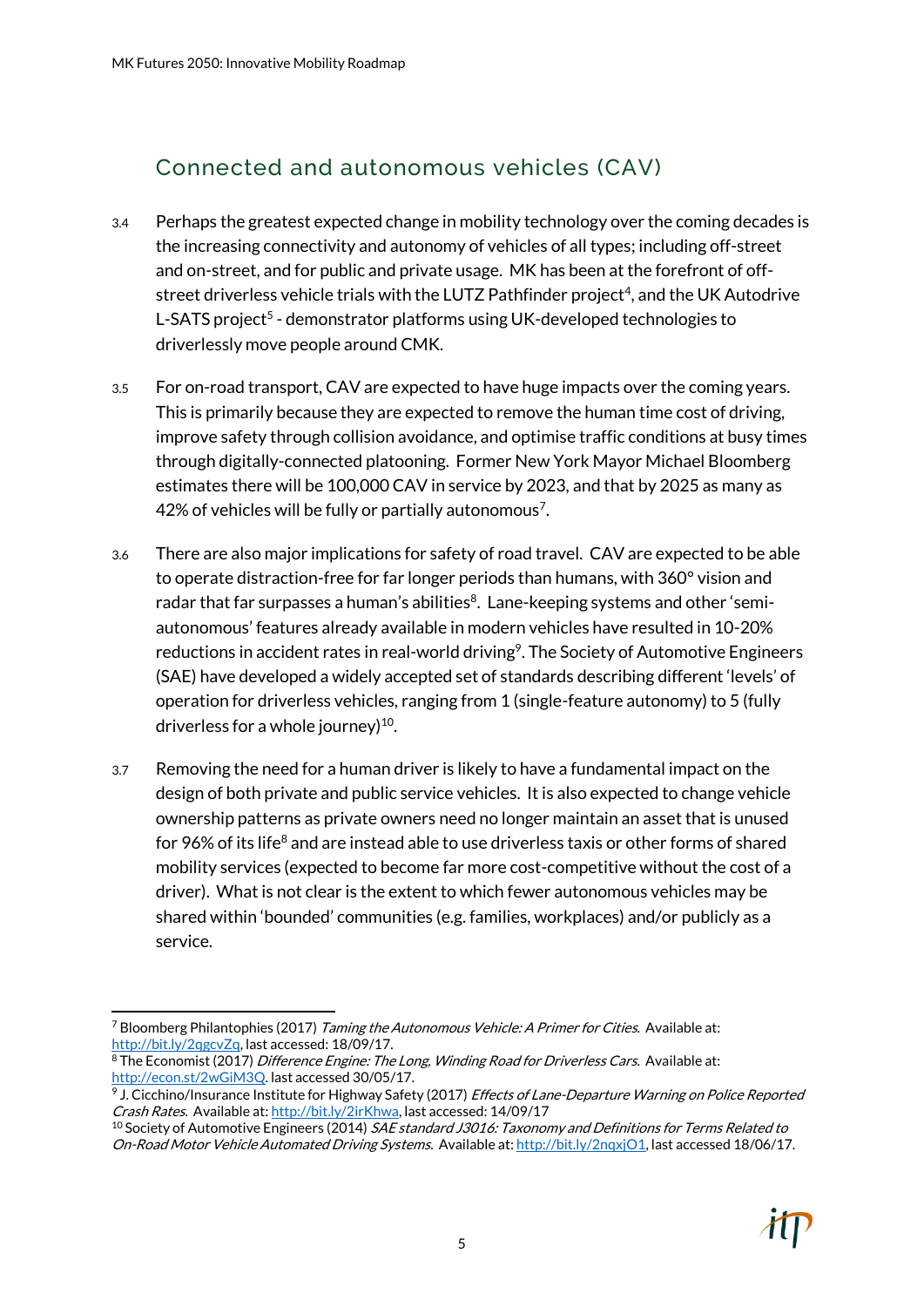## Connected and autonomous vehicles (CAV)

3.4 Perhaps the greatest expected change in mobility technology over the coming decades is the increasing connectivity and autonomy of vehicles of all types; including off-street and on-street, and for public and private usage. MK has been at the forefront of off-street driverless vehicle trials with the LUTZ Pathfinder project[4], and the UK Autodrive L-SATS project[5] - demonstrator platforms using UK-developed technologies to driverlessly move people around CMK.

3.5 For on-road transport, CAV are expected to have huge impacts over the coming years. This is primarily because they are expected to remove the human time cost of driving, improve safety through collision avoidance, and optimise traffic conditions at busy times through digitally-connected platooning. Former New York Mayor Michael Bloomberg estimates there will be 100,000 CAV in service by 2023, and that by 2025 as many as 42% of vehicles will be fully or partially autonomous[7].

3.6 There are also major implications for safety of road travel. CAV are expected to be able to operate distraction-free for far longer periods than humans, with 360° vision and radar that far surpasses a human's abilities[8]. Lane-keeping systems and other 'semi-autonomous' features already available in modern vehicles have resulted in 10-20% reductions in accident rates in real-world driving[9]. The Society of Automotive Engineers (SAE) have developed a widely accepted set of standards describing different 'levels' of operation for driverless vehicles, ranging from 1 (single-feature autonomy) to 5 (fully driverless for a whole journey)[10].

3.7 Removing the need for a human driver is likely to have a fundamental impact on the design of both private and public service vehicles. It is also expected to change vehicle ownership patterns as private owners need no longer maintain an asset that is unused for 96% of its life[8] and are instead able to use driverless taxis or other forms of shared mobility services (expected to become far more cost-competitive without the cost of a driver). What is not clear is the extent to which fewer autonomous vehicles may be shared within 'bounded' communities (e.g. families, workplaces) and/or publicly as a service.

---

[7] Bloomberg Philantophies (2017) *Taming the Autonomous Vehicle: A Primer for Cities.* Available at: http://bit.ly/2qgcvZq, last accessed: 18/09/17.

[8] The Economist (2017) *Difference Engine: The Long, Winding Road for Driverless Cars.* Available at: http://econ.st/2wGiM3Q, last accessed 30/05/17.

[9] J. Cicchino/Insurance Institute for Highway Safety (2017) *Effects of Lane-Departure Warning on Police Reported Crash Rates.* Available at: http://bit.ly/2irKhwa, last accessed: 14/09/17

[10] Society of Automotive Engineers (2014) *SAE standard J3016: Taxonomy and Definitions for Terms Related to On-Road Motor Vehicle Automated Driving Systems.* Available at: http://bit.ly/2nqxjO1, last accessed 18/06/17.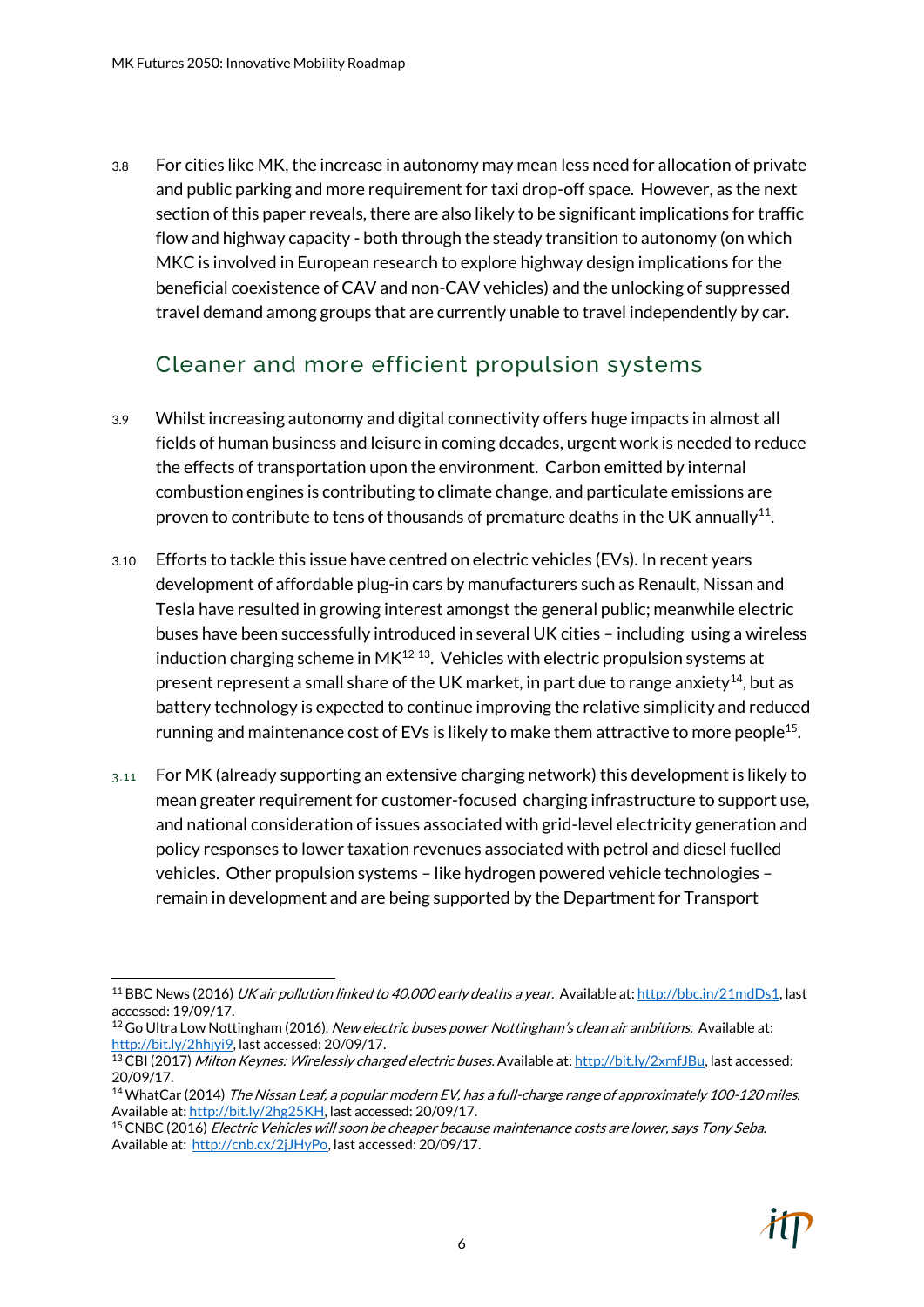3.8 For cities like MK, the increase in autonomy may mean less need for allocation of private and public parking and more requirement for taxi drop-off space. However, as the next section of this paper reveals, there are also likely to be significant implications for traffic flow and highway capacity - both through the steady transition to autonomy (on which MKC is involved in European research to explore highway design implications for the beneficial coexistence of CAV and non-CAV vehicles) and the unlocking of suppressed travel demand among groups that are currently unable to travel independently by car.

## Cleaner and more efficient propulsion systems

3.9 Whilst increasing autonomy and digital connectivity offers huge impacts in almost all fields of human business and leisure in coming decades, urgent work is needed to reduce the effects of transportation upon the environment. Carbon emitted by internal combustion engines is contributing to climate change, and particulate emissions are proven to contribute to tens of thousands of premature deaths in the UK annually[11].

3.10 Efforts to tackle this issue have centred on electric vehicles (EVs). In recent years development of affordable plug-in cars by manufacturers such as Renault, Nissan and Tesla have resulted in growing interest amongst the general public; meanwhile electric buses have been successfully introduced in several UK cities – including using a wireless induction charging scheme in MK[12] [13]. Vehicles with electric propulsion systems at present represent a small share of the UK market, in part due to range anxiety[14], but as battery technology is expected to continue improving the relative simplicity and reduced running and maintenance cost of EVs is likely to make them attractive to more people[15].

3.11 For MK (already supporting an extensive charging network) this development is likely to mean greater requirement for customer-focused charging infrastructure to support use, and national consideration of issues associated with grid-level electricity generation and policy responses to lower taxation revenues associated with petrol and diesel fuelled vehicles. Other propulsion systems – like hydrogen powered vehicle technologies – remain in development and are being supported by the Department for Transport

---

[11] BBC News (2016) *UK air pollution linked to 40,000 early deaths a year*. Available at: http://bbc.in/21mdDs1, last accessed: 19/09/17.

[12] Go Ultra Low Nottingham (2016), *New electric buses power Nottingham's clean air ambitions*. Available at: http://bit.ly/2hhjyi9, last accessed: 20/09/17.

[13] CBI (2017) *Milton Keynes: Wirelessly charged electric buses*. Available at: http://bit.ly/2xmfJBu, last accessed: 20/09/17.

[14] WhatCar (2014) *The Nissan Leaf, a popular modern EV, has a full-charge range of approximately 100-120 miles*. Available at: http://bit.ly/2hg25KH, last accessed: 20/09/17.

[15] CNBC (2016) *Electric Vehicles will soon be cheaper because maintenance costs are lower, says Tony Seba*. Available at: http://cnb.cx/2jJHyPo, last accessed: 20/09/17.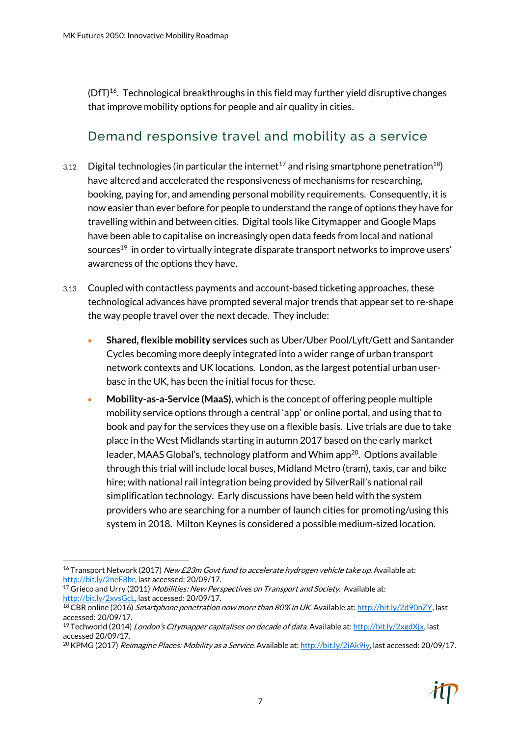(DfT)[16]. Technological breakthroughs in this field may further yield disruptive changes that improve mobility options for people and air quality in cities.

## Demand responsive travel and mobility as a service

3.12 Digital technologies (in particular the internet[17] and rising smartphone penetration[18]) have altered and accelerated the responsiveness of mechanisms for researching, booking, paying for, and amending personal mobility requirements. Consequently, it is now easier than ever before for people to understand the range of options they have for travelling within and between cities. Digital tools like Citymapper and Google Maps have been able to capitalise on increasingly open data feeds from local and national sources[19] in order to virtually integrate disparate transport networks to improve users' awareness of the options they have.

3.13 Coupled with contactless payments and account-based ticketing approaches, these technological advances have prompted several major trends that appear set to re-shape the way people travel over the next decade. They include:

- **Shared, flexible mobility services** such as Uber/Uber Pool/Lyft/Gett and Santander Cycles becoming more deeply integrated into a wider range of urban transport network contexts and UK locations. London, as the largest potential urban user-base in the UK, has been the initial focus for these.
- **Mobility-as-a-Service (MaaS)**, which is the concept of offering people multiple mobility service options through a central 'app' or online portal, and using that to book and pay for the services they use on a flexible basis. Live trials are due to take place in the West Midlands starting in autumn 2017 based on the early market leader, MAAS Global's, technology platform and Whim app[20]. Options available through this trial will include local buses, Midland Metro (tram), taxis, car and bike hire; with national rail integration being provided by SilverRail's national rail simplification technology. Early discussions have been held with the system providers who are searching for a number of launch cities for promoting/using this system in 2018. Milton Keynes is considered a possible medium-sized location.

---

[16] Transport Network (2017) *New £23m Govt fund to accelerate hydrogen vehicle take up*. Available at: http://bit.ly/2neF8br, last accessed: 20/09/17.
[17] Grieco and Urry (2011) *Mobilities: New Perspectives on Transport and Society*. Available at: http://bit.ly/2xvsGcL, last accessed: 20/09/17.
[18] CBR online (2016) *Smartphone penetration now more than 80% in UK*. Available at: http://bit.ly/2d90nZY, last accessed: 20/09/17.
[19] Techworld (2014) *London's Citymapper capitalises on decade of data*. Available at: http://bit.ly/2xgdXjx, last accessed 20/09/17.
[20] KPMG (2017) *Reimagine Places: Mobility as a Service*. Available at: http://bit.ly/2iAk9iy, last accessed: 20/09/17.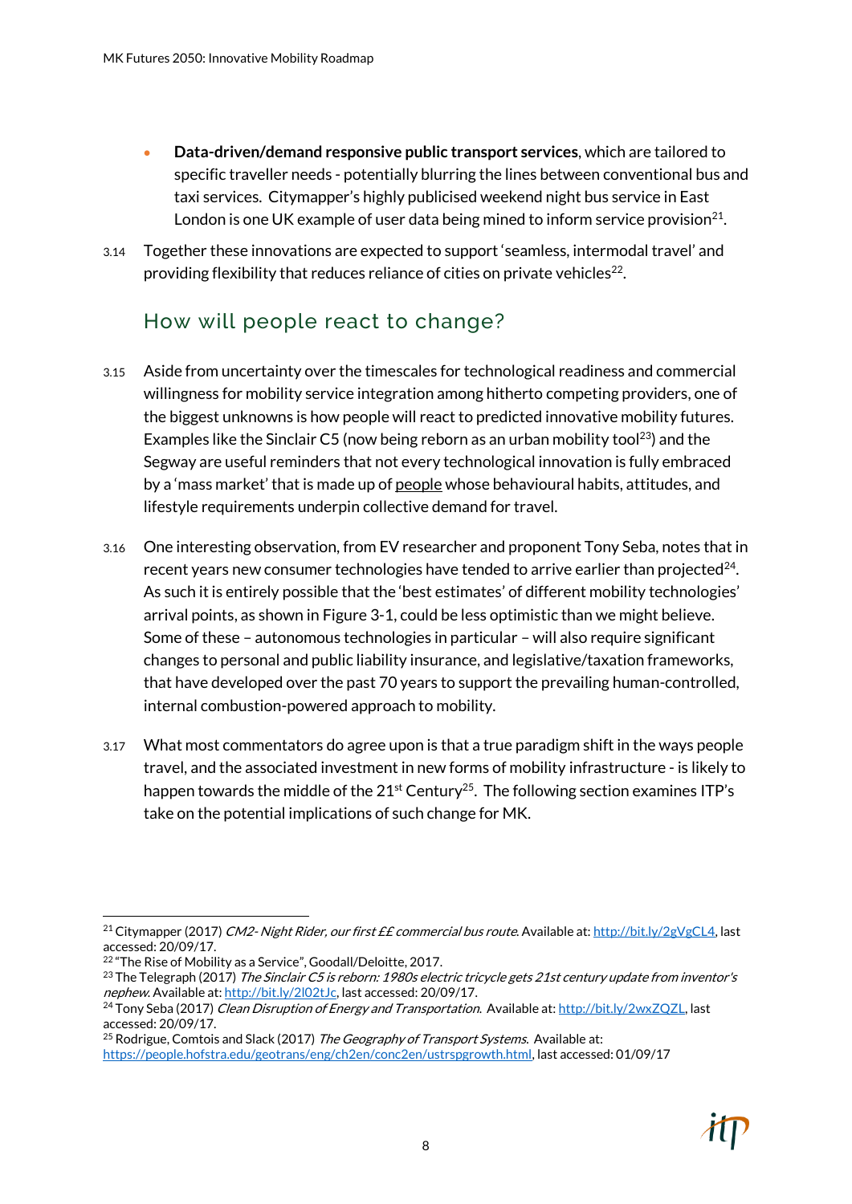- **Data-driven/demand responsive public transport services**, which are tailored to specific traveller needs - potentially blurring the lines between conventional bus and taxi services. Citymapper's highly publicised weekend night bus service in East London is one UK example of user data being mined to inform service provision[21].

3.14 Together these innovations are expected to support 'seamless, intermodal travel' and providing flexibility that reduces reliance of cities on private vehicles[22].

## How will people react to change?

3.15 Aside from uncertainty over the timescales for technological readiness and commercial willingness for mobility service integration among hitherto competing providers, one of the biggest unknowns is how people will react to predicted innovative mobility futures. Examples like the Sinclair C5 (now being reborn as an urban mobility tool[23]) and the Segway are useful reminders that not every technological innovation is fully embraced by a 'mass market' that is made up of <u>people</u> whose behavioural habits, attitudes, and lifestyle requirements underpin collective demand for travel.

3.16 One interesting observation, from EV researcher and proponent Tony Seba, notes that in recent years new consumer technologies have tended to arrive earlier than projected[24]. As such it is entirely possible that the 'best estimates' of different mobility technologies' arrival points, as shown in Figure 3-1, could be less optimistic than we might believe. Some of these – autonomous technologies in particular – will also require significant changes to personal and public liability insurance, and legislative/taxation frameworks, that have developed over the past 70 years to support the prevailing human-controlled, internal combustion-powered approach to mobility.

3.17 What most commentators do agree upon is that a true paradigm shift in the ways people travel, and the associated investment in new forms of mobility infrastructure - is likely to happen towards the middle of the 21st Century[25]. The following section examines ITP's take on the potential implications of such change for MK.

---

[21] Citymapper (2017) *CM2- Night Rider, our first ££ commercial bus route.* Available at: http://bit.ly/2gVgCL4, last accessed: 20/09/17.

[22] "The Rise of Mobility as a Service", Goodall/Deloitte, 2017.

[23] The Telegraph (2017) *The Sinclair C5 is reborn: 1980s electric tricycle gets 21st century update from inventor's nephew.* Available at: http://bit.ly/2l02tJc, last accessed: 20/09/17.

[24] Tony Seba (2017) *Clean Disruption of Energy and Transportation.* Available at: http://bit.ly/2wxZQZL, last accessed: 20/09/17.

[25] Rodrigue, Comtois and Slack (2017) *The Geography of Transport Systems.* Available at: https://people.hofstra.edu/geotrans/eng/ch2en/conc2en/ustrspgrowth.html, last accessed: 01/09/17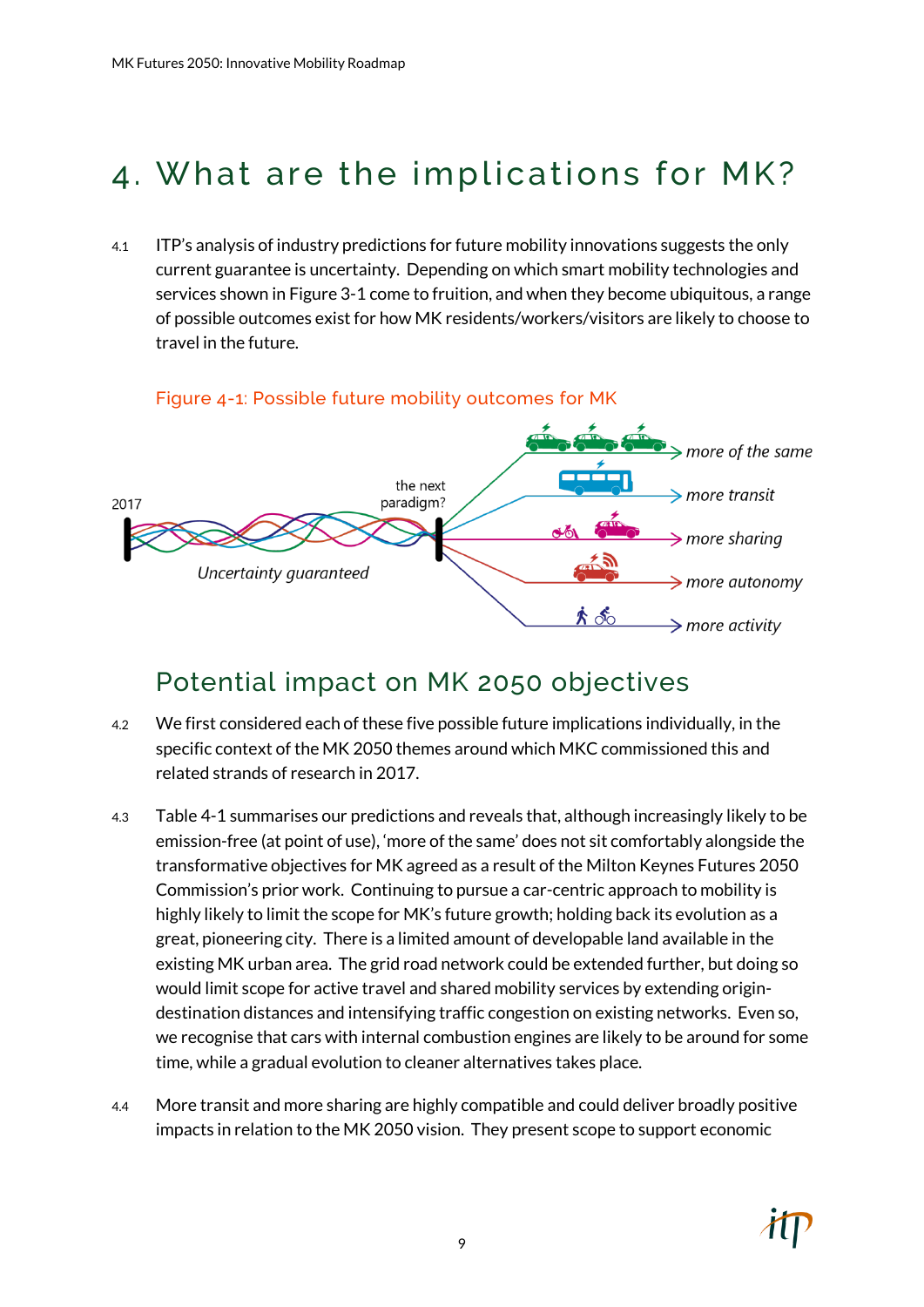# 4. What are the implications for MK?

4.1 ITP's analysis of industry predictions for future mobility innovations suggests the only current guarantee is uncertainty. Depending on which smart mobility technologies and services shown in Figure 3-1 come to fruition, and when they become ubiquitous, a range of possible outcomes exist for how MK residents/workers/visitors are likely to choose to travel in the future.

Figure 4-1: Possible future mobility outcomes for MK

2017

*Uncertainty guaranteed*

the next paradigm?

*more of the same*

*more transit*

*more sharing*

*more autonomy*

*more activity*

## Potential impact on MK 2050 objectives

4.2 We first considered each of these five possible future implications individually, in the specific context of the MK 2050 themes around which MKC commissioned this and related strands of research in 2017.

4.3 Table 4-1 summarises our predictions and reveals that, although increasingly likely to be emission-free (at point of use), 'more of the same' does not sit comfortably alongside the transformative objectives for MK agreed as a result of the Milton Keynes Futures 2050 Commission's prior work. Continuing to pursue a car-centric approach to mobility is highly likely to limit the scope for MK's future growth; holding back its evolution as a great, pioneering city. There is a limited amount of developable land available in the existing MK urban area. The grid road network could be extended further, but doing so would limit scope for active travel and shared mobility services by extending origin-destination distances and intensifying traffic congestion on existing networks. Even so, we recognise that cars with internal combustion engines are likely to be around for some time, while a gradual evolution to cleaner alternatives takes place.

4.4 More transit and more sharing are highly compatible and could deliver broadly positive impacts in relation to the MK 2050 vision. They present scope to support economic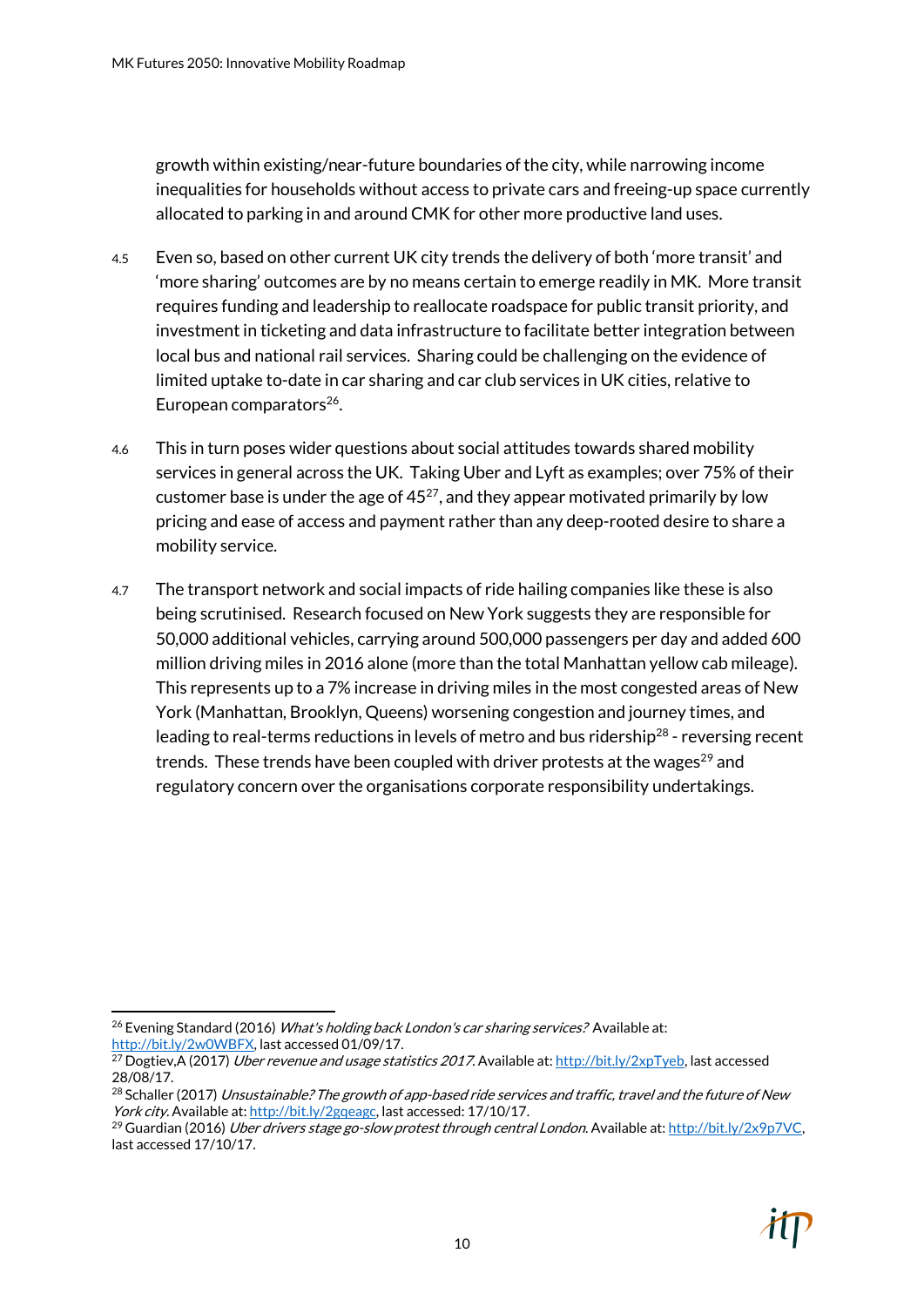growth within existing/near-future boundaries of the city, while narrowing income inequalities for households without access to private cars and freeing-up space currently allocated to parking in and around CMK for other more productive land uses.

4.5 Even so, based on other current UK city trends the delivery of both 'more transit' and 'more sharing' outcomes are by no means certain to emerge readily in MK. More transit requires funding and leadership to reallocate roadspace for public transit priority, and investment in ticketing and data infrastructure to facilitate better integration between local bus and national rail services. Sharing could be challenging on the evidence of limited uptake to-date in car sharing and car club services in UK cities, relative to European comparators[26].

4.6 This in turn poses wider questions about social attitudes towards shared mobility services in general across the UK. Taking Uber and Lyft as examples; over 75% of their customer base is under the age of 45[27], and they appear motivated primarily by low pricing and ease of access and payment rather than any deep-rooted desire to share a mobility service.

4.7 The transport network and social impacts of ride hailing companies like these is also being scrutinised. Research focused on New York suggests they are responsible for 50,000 additional vehicles, carrying around 500,000 passengers per day and added 600 million driving miles in 2016 alone (more than the total Manhattan yellow cab mileage). This represents up to a 7% increase in driving miles in the most congested areas of New York (Manhattan, Brooklyn, Queens) worsening congestion and journey times, and leading to real-terms reductions in levels of metro and bus ridership[28] - reversing recent trends. These trends have been coupled with driver protests at the wages[29] and regulatory concern over the organisations corporate responsibility undertakings.

---

[26] Evening Standard (2016) *What's holding back London's car sharing services?* Available at: http://bit.ly/2w0WBFX, last accessed 01/09/17.

[27] Dogtiev,A (2017) *Uber revenue and usage statistics 2017.* Available at: http://bit.ly/2xpTyeb, last accessed 28/08/17.

[28] Schaller (2017) *Unsustainable? The growth of app-based ride services and traffic, travel and the future of New York city.* Available at: http://bit.ly/2gqeagc, last accessed: 17/10/17.

[29] Guardian (2016) *Uber drivers stage go-slow protest through central London.* Available at: http://bit.ly/2x9p7VC, last accessed 17/10/17.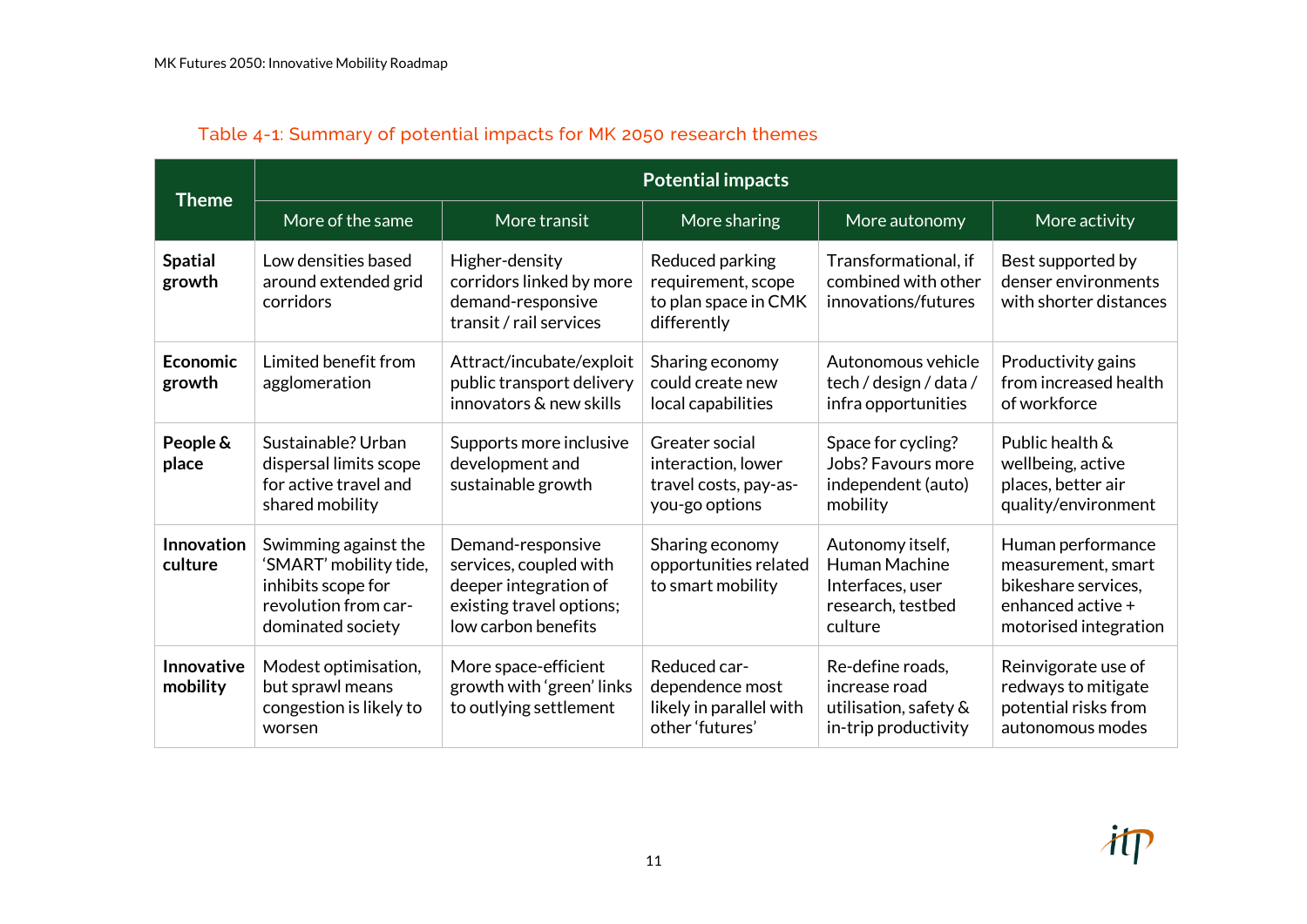Table 4-1: Summary of potential impacts for MK 2050 research themes

| Theme | Potential impacts | | | | |
|---|---|---|---|---|---|
| | More of the same | More transit | More sharing | More autonomy | More activity |
| **Spatial growth** | Low densities based around extended grid corridors | Higher-density corridors linked by more demand-responsive transit / rail services | Reduced parking requirement, scope to plan space in CMK differently | Transformational, if combined with other innovations/futures | Best supported by denser environments with shorter distances |
| **Economic growth** | Limited benefit from agglomeration | Attract/incubate/exploit public transport delivery innovators & new skills | Sharing economy could create new local capabilities | Autonomous vehicle tech / design / data / infra opportunities | Productivity gains from increased health of workforce |
| **People & place** | Sustainable? Urban dispersal limits scope for active travel and shared mobility | Supports more inclusive development and sustainable growth | Greater social interaction, lower travel costs, pay-as-you-go options | Space for cycling? Jobs? Favours more independent (auto) mobility | Public health & wellbeing, active places, better air quality/environment |
| **Innovation culture** | Swimming against the 'SMART' mobility tide, inhibits scope for revolution from car-dominated society | Demand-responsive services, coupled with deeper integration of existing travel options; low carbon benefits | Sharing economy opportunities related to smart mobility | Autonomy itself, Human Machine Interfaces, user research, testbed culture | Human performance measurement, smart bikeshare services, enhanced active + motorised integration |
| **Innovative mobility** | Modest optimisation, but sprawl means congestion is likely to worsen | More space-efficient growth with 'green' links to outlying settlement | Reduced car-dependence most likely in parallel with other 'futures' | Re-define roads, increase road utilisation, safety & in-trip productivity | Reinvigorate use of redways to mitigate potential risks from autonomous modes |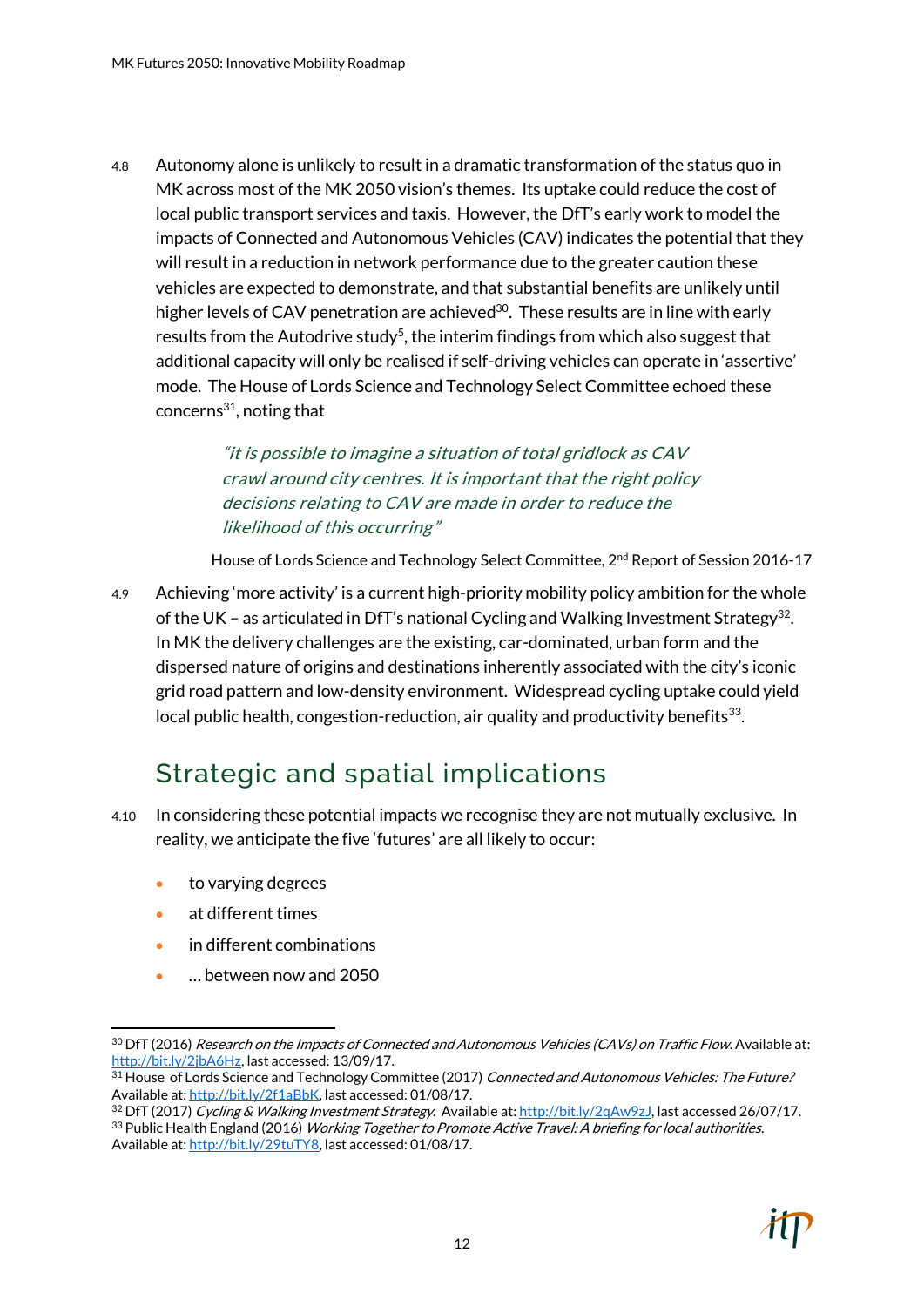4.8 Autonomy alone is unlikely to result in a dramatic transformation of the status quo in MK across most of the MK 2050 vision's themes. Its uptake could reduce the cost of local public transport services and taxis. However, the DfT's early work to model the impacts of Connected and Autonomous Vehicles (CAV) indicates the potential that they will result in a reduction in network performance due to the greater caution these vehicles are expected to demonstrate, and that substantial benefits are unlikely until higher levels of CAV penetration are achieved[30]. These results are in line with early results from the Autodrive study[5], the interim findings from which also suggest that additional capacity will only be realised if self-driving vehicles can operate in 'assertive' mode. The House of Lords Science and Technology Select Committee echoed these concerns[31], noting that

> *"it is possible to imagine a situation of total gridlock as CAV crawl around city centres. It is important that the right policy decisions relating to CAV are made in order to reduce the likelihood of this occurring"*
>
> House of Lords Science and Technology Select Committee, 2nd Report of Session 2016-17

4.9 Achieving 'more activity' is a current high-priority mobility policy ambition for the whole of the UK – as articulated in DfT's national Cycling and Walking Investment Strategy[32]. In MK the delivery challenges are the existing, car-dominated, urban form and the dispersed nature of origins and destinations inherently associated with the city's iconic grid road pattern and low-density environment. Widespread cycling uptake could yield local public health, congestion-reduction, air quality and productivity benefits[33].

## Strategic and spatial implications

4.10 In considering these potential impacts we recognise they are not mutually exclusive. In reality, we anticipate the five 'futures' are all likely to occur:

- to varying degrees
- at different times
- in different combinations
- … between now and 2050

---

[30] DfT (2016) *Research on the Impacts of Connected and Autonomous Vehicles (CAVs) on Traffic Flow.* Available at: http://bit.ly/2jbA6Hz, last accessed: 13/09/17.

[31] House of Lords Science and Technology Committee (2017) *Connected and Autonomous Vehicles: The Future?* Available at: http://bit.ly/2f1aBbK, last accessed: 01/08/17.

[32] DfT (2017) *Cycling & Walking Investment Strategy.* Available at: http://bit.ly/2qAw9zJ, last accessed 26/07/17.

[33] Public Health England (2016) *Working Together to Promote Active Travel: A briefing for local authorities.* Available at: http://bit.ly/29tuTY8, last accessed: 01/08/17.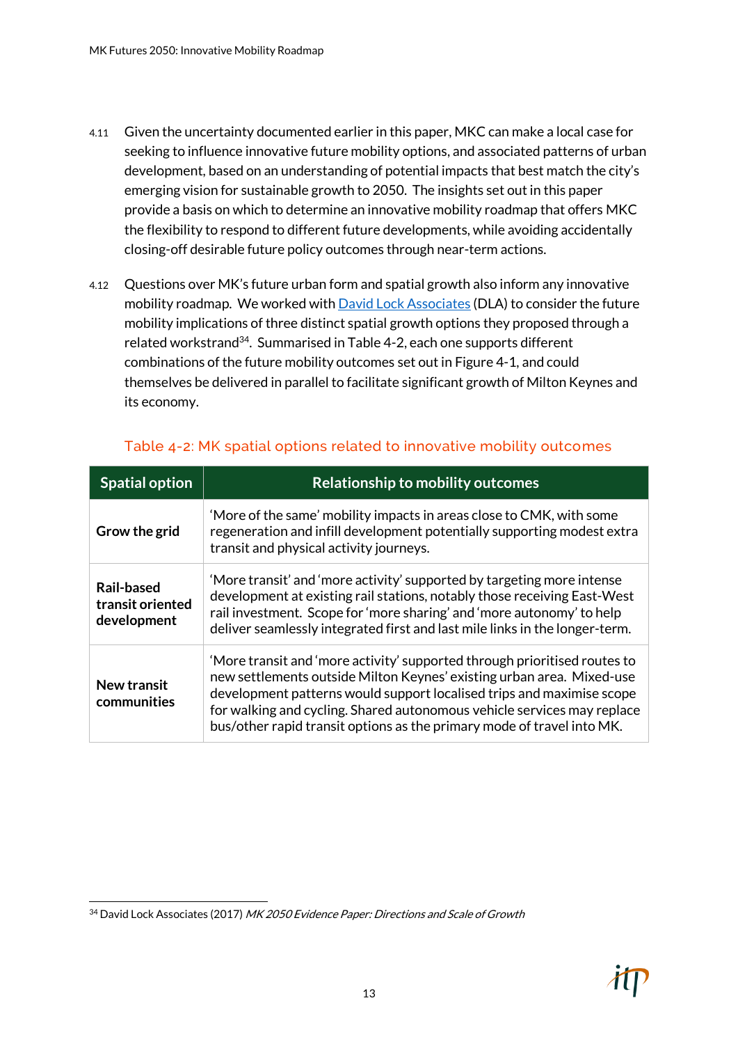4.11 Given the uncertainty documented earlier in this paper, MKC can make a local case for seeking to influence innovative future mobility options, and associated patterns of urban development, based on an understanding of potential impacts that best match the city's emerging vision for sustainable growth to 2050. The insights set out in this paper provide a basis on which to determine an innovative mobility roadmap that offers MKC the flexibility to respond to different future developments, while avoiding accidentally closing-off desirable future policy outcomes through near-term actions.

4.12 Questions over MK's future urban form and spatial growth also inform any innovative mobility roadmap. We worked with David Lock Associates (DLA) to consider the future mobility implications of three distinct spatial growth options they proposed through a related workstrand[34]. Summarised in Table 4-2, each one supports different combinations of the future mobility outcomes set out in Figure 4-1, and could themselves be delivered in parallel to facilitate significant growth of Milton Keynes and its economy.

Table 4-2: MK spatial options related to innovative mobility outcomes

| Spatial option | Relationship to mobility outcomes |
|---|---|
| **Grow the grid** | 'More of the same' mobility impacts in areas close to CMK, with some regeneration and infill development potentially supporting modest extra transit and physical activity journeys. |
| **Rail-based transit oriented development** | 'More transit' and 'more activity' supported by targeting more intense development at existing rail stations, notably those receiving East-West rail investment. Scope for 'more sharing' and 'more autonomy' to help deliver seamlessly integrated first and last mile links in the longer-term. |
| **New transit communities** | 'More transit and 'more activity' supported through prioritised routes to new settlements outside Milton Keynes' existing urban area. Mixed-use development patterns would support localised trips and maximise scope for walking and cycling. Shared autonomous vehicle services may replace bus/other rapid transit options as the primary mode of travel into MK. |

[34] David Lock Associates (2017) *MK 2050 Evidence Paper: Directions and Scale of Growth*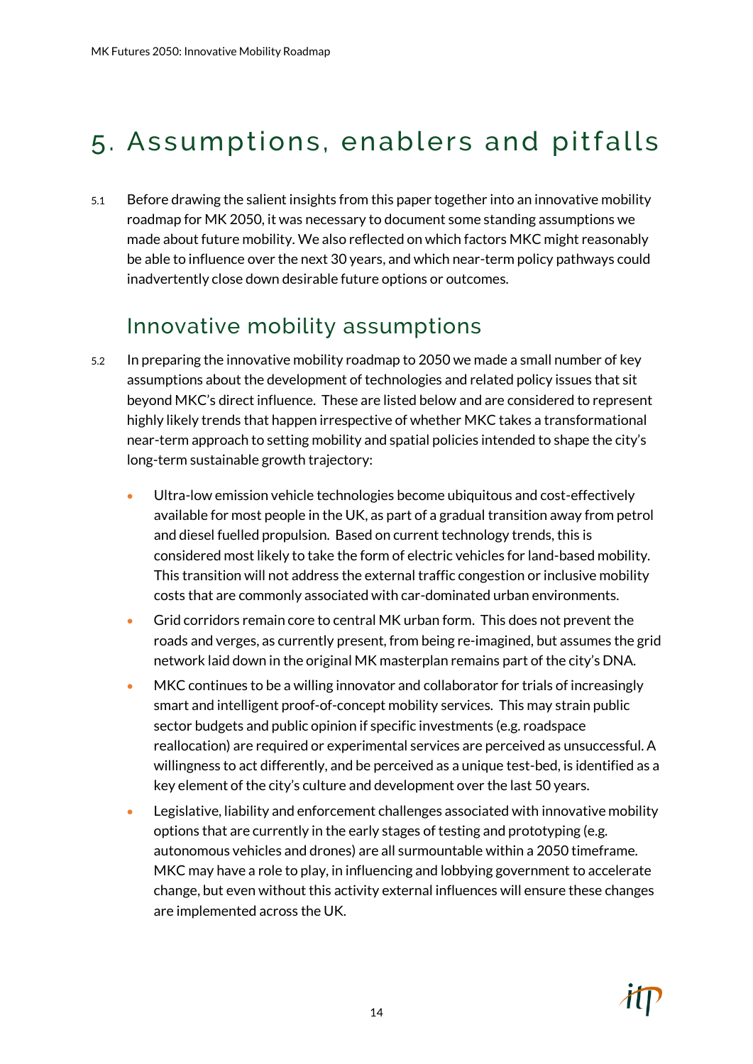# 5. Assumptions, enablers and pitfalls

5.1 Before drawing the salient insights from this paper together into an innovative mobility roadmap for MK 2050, it was necessary to document some standing assumptions we made about future mobility. We also reflected on which factors MKC might reasonably be able to influence over the next 30 years, and which near-term policy pathways could inadvertently close down desirable future options or outcomes.

## Innovative mobility assumptions

5.2 In preparing the innovative mobility roadmap to 2050 we made a small number of key assumptions about the development of technologies and related policy issues that sit beyond MKC's direct influence. These are listed below and are considered to represent highly likely trends that happen irrespective of whether MKC takes a transformational near-term approach to setting mobility and spatial policies intended to shape the city's long-term sustainable growth trajectory:

- Ultra-low emission vehicle technologies become ubiquitous and cost-effectively available for most people in the UK, as part of a gradual transition away from petrol and diesel fuelled propulsion. Based on current technology trends, this is considered most likely to take the form of electric vehicles for land-based mobility. This transition will not address the external traffic congestion or inclusive mobility costs that are commonly associated with car-dominated urban environments.
- Grid corridors remain core to central MK urban form. This does not prevent the roads and verges, as currently present, from being re-imagined, but assumes the grid network laid down in the original MK masterplan remains part of the city's DNA.
- MKC continues to be a willing innovator and collaborator for trials of increasingly smart and intelligent proof-of-concept mobility services. This may strain public sector budgets and public opinion if specific investments (e.g. roadspace reallocation) are required or experimental services are perceived as unsuccessful. A willingness to act differently, and be perceived as a unique test-bed, is identified as a key element of the city's culture and development over the last 50 years.
- Legislative, liability and enforcement challenges associated with innovative mobility options that are currently in the early stages of testing and prototyping (e.g. autonomous vehicles and drones) are all surmountable within a 2050 timeframe. MKC may have a role to play, in influencing and lobbying government to accelerate change, but even without this activity external influences will ensure these changes are implemented across the UK.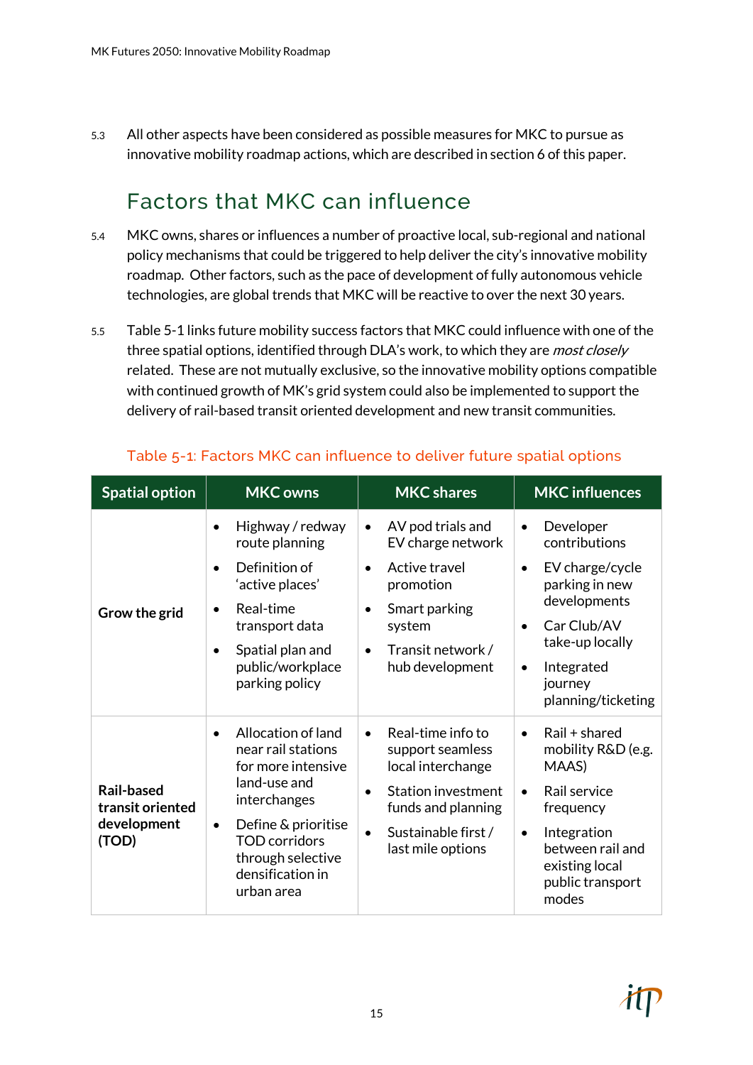5.3 All other aspects have been considered as possible measures for MKC to pursue as innovative mobility roadmap actions, which are described in section 6 of this paper.

## Factors that MKC can influence

5.4 MKC owns, shares or influences a number of proactive local, sub-regional and national policy mechanisms that could be triggered to help deliver the city's innovative mobility roadmap. Other factors, such as the pace of development of fully autonomous vehicle technologies, are global trends that MKC will be reactive to over the next 30 years.

5.5 Table 5-1 links future mobility success factors that MKC could influence with one of the three spatial options, identified through DLA's work, to which they are *most closely* related. These are not mutually exclusive, so the innovative mobility options compatible with continued growth of MK's grid system could also be implemented to support the delivery of rail-based transit oriented development and new transit communities.

Table 5-1: Factors MKC can influence to deliver future spatial options

| Spatial option | MKC owns | MKC shares | MKC influences |
|---|---|---|---|
| **Grow the grid** | • Highway / redway route planning<br>• Definition of 'active places'<br>• Real-time transport data<br>• Spatial plan and public/workplace parking policy | • AV pod trials and EV charge network<br>• Active travel promotion<br>• Smart parking system<br>• Transit network / hub development | • Developer contributions<br>• EV charge/cycle parking in new developments<br>• Car Club/AV take-up locally<br>• Integrated journey planning/ticketing |
| **Rail-based transit oriented development (TOD)** | • Allocation of land near rail stations for more intensive land-use and interchanges<br>• Define & prioritise TOD corridors through selective densification in urban area | • Real-time info to support seamless local interchange<br>• Station investment funds and planning<br>• Sustainable first / last mile options | • Rail + shared mobility R&D (e.g. MAAS)<br>• Rail service frequency<br>• Integration between rail and existing local public transport modes |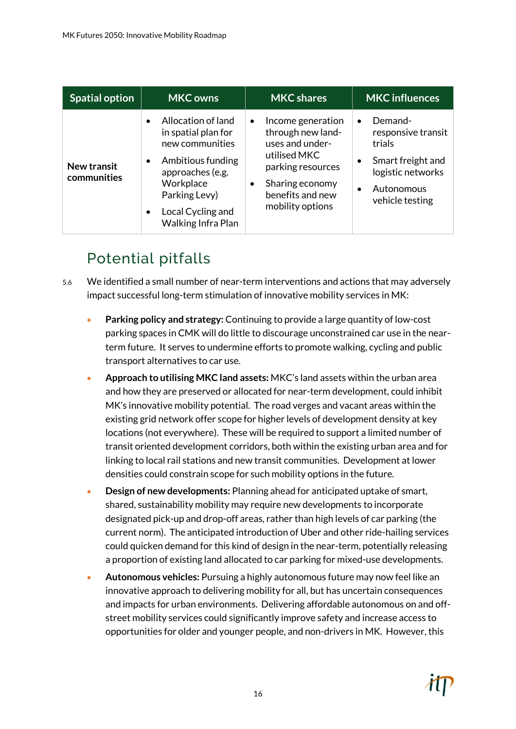| Spatial option | MKC owns | MKC shares | MKC influences |
|---|---|---|---|
| **New transit communities** | • Allocation of land in spatial plan for new communities<br>• Ambitious funding approaches (e.g. Workplace Parking Levy)<br>• Local Cycling and Walking Infra Plan | • Income generation through new land-uses and under-utilised MKC parking resources<br>• Sharing economy benefits and new mobility options | • Demand-responsive transit trials<br>• Smart freight and logistic networks<br>• Autonomous vehicle testing |

## Potential pitfalls

5.6 We identified a small number of near-term interventions and actions that may adversely impact successful long-term stimulation of innovative mobility services in MK:

- **Parking policy and strategy:** Continuing to provide a large quantity of low-cost parking spaces in CMK will do little to discourage unconstrained car use in the near-term future. It serves to undermine efforts to promote walking, cycling and public transport alternatives to car use.
- **Approach to utilising MKC land assets:** MKC's land assets within the urban area and how they are preserved or allocated for near-term development, could inhibit MK's innovative mobility potential. The road verges and vacant areas within the existing grid network offer scope for higher levels of development density at key locations (not everywhere). These will be required to support a limited number of transit oriented development corridors, both within the existing urban area and for linking to local rail stations and new transit communities. Development at lower densities could constrain scope for such mobility options in the future.
- **Design of new developments:** Planning ahead for anticipated uptake of smart, shared, sustainability mobility may require new developments to incorporate designated pick-up and drop-off areas, rather than high levels of car parking (the current norm). The anticipated introduction of Uber and other ride-hailing services could quicken demand for this kind of design in the near-term, potentially releasing a proportion of existing land allocated to car parking for mixed-use developments.
- **Autonomous vehicles:** Pursuing a highly autonomous future may now feel like an innovative approach to delivering mobility for all, but has uncertain consequences and impacts for urban environments. Delivering affordable autonomous on and off-street mobility services could significantly improve safety and increase access to opportunities for older and younger people, and non-drivers in MK. However, this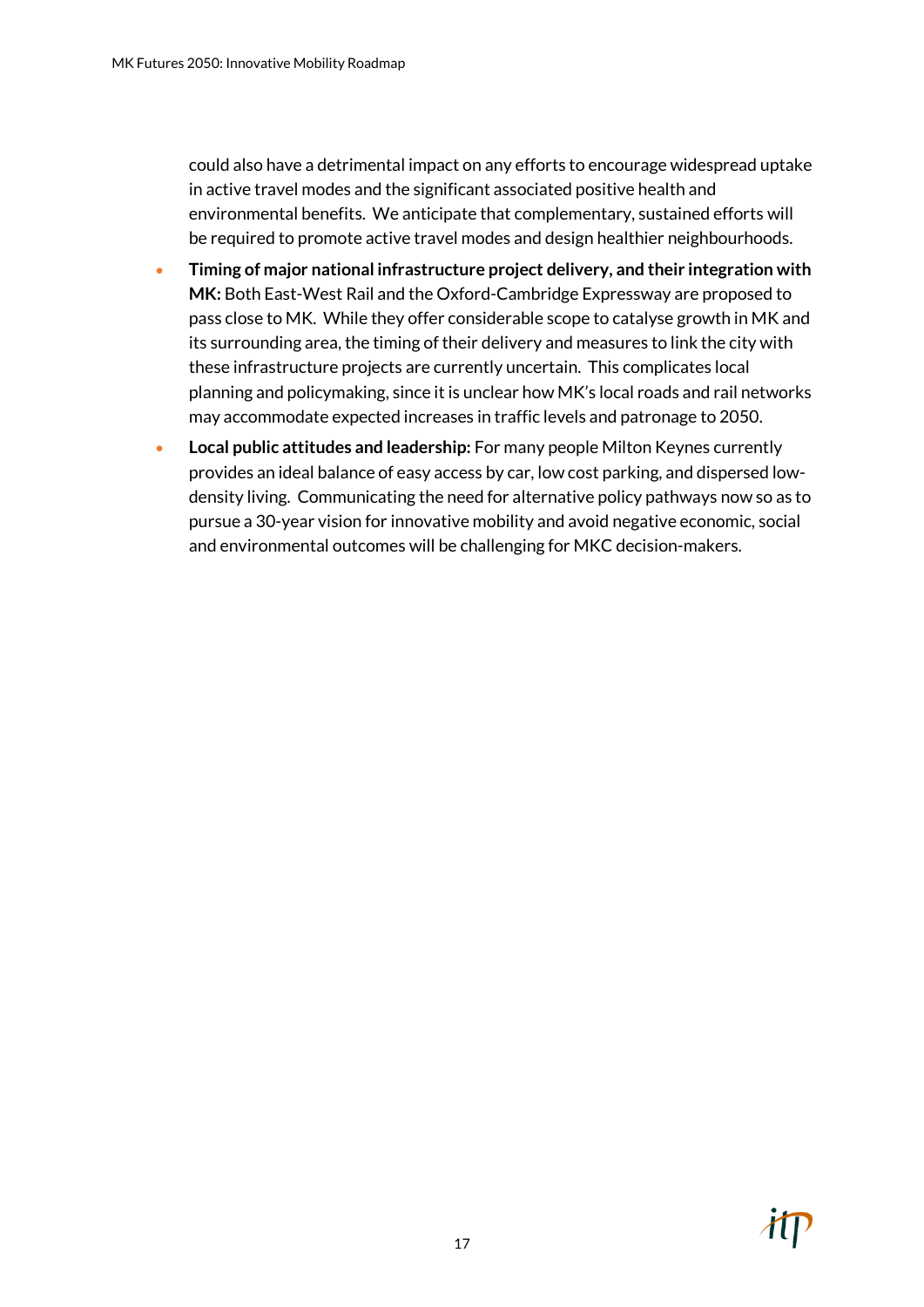could also have a detrimental impact on any efforts to encourage widespread uptake in active travel modes and the significant associated positive health and environmental benefits. We anticipate that complementary, sustained efforts will be required to promote active travel modes and design healthier neighbourhoods.

- **Timing of major national infrastructure project delivery, and their integration with MK:** Both East-West Rail and the Oxford-Cambridge Expressway are proposed to pass close to MK. While they offer considerable scope to catalyse growth in MK and its surrounding area, the timing of their delivery and measures to link the city with these infrastructure projects are currently uncertain. This complicates local planning and policymaking, since it is unclear how MK's local roads and rail networks may accommodate expected increases in traffic levels and patronage to 2050.
- **Local public attitudes and leadership:** For many people Milton Keynes currently provides an ideal balance of easy access by car, low cost parking, and dispersed low-density living. Communicating the need for alternative policy pathways now so as to pursue a 30-year vision for innovative mobility and avoid negative economic, social and environmental outcomes will be challenging for MKC decision-makers.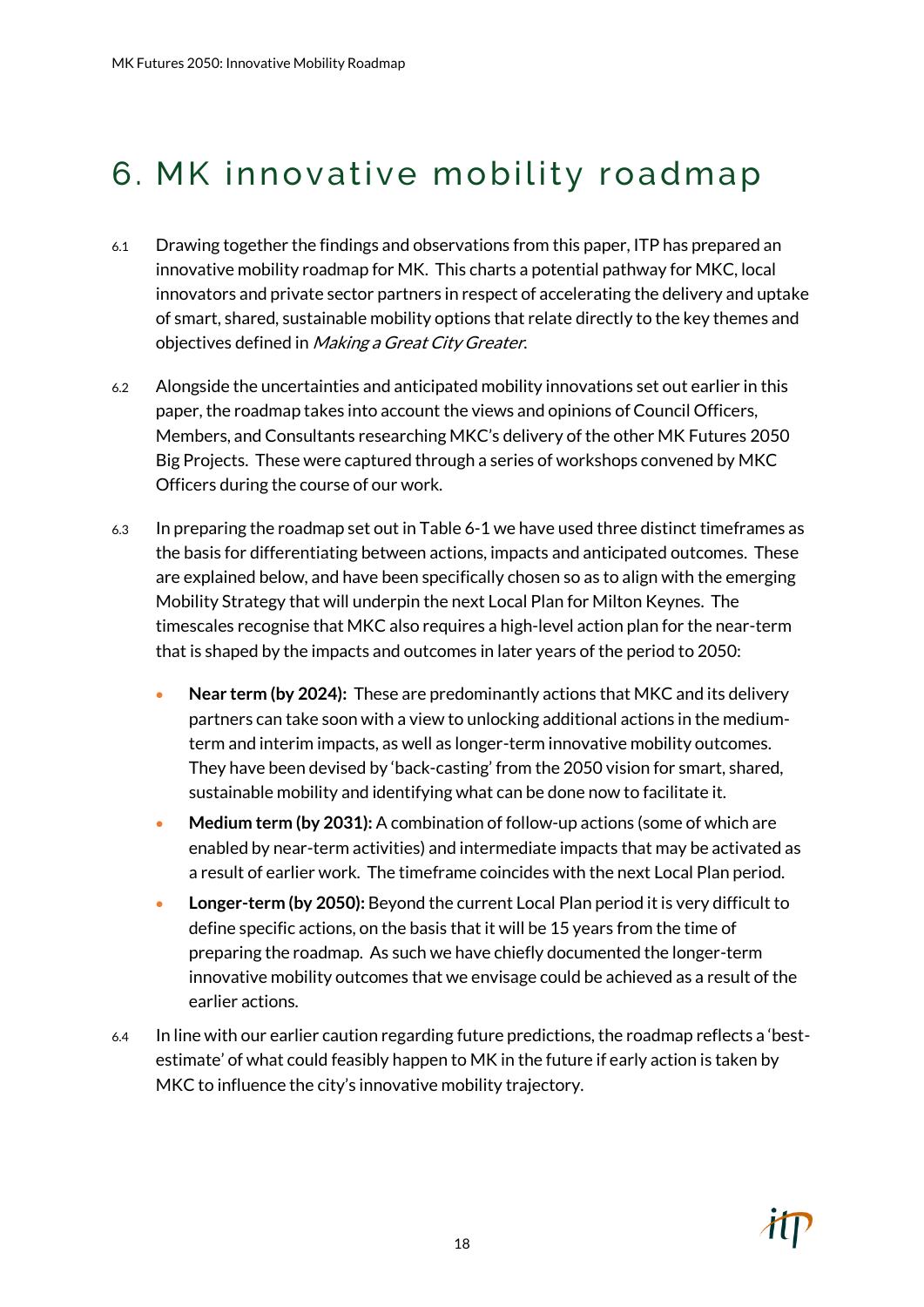# 6. MK innovative mobility roadmap

6.1 Drawing together the findings and observations from this paper, ITP has prepared an innovative mobility roadmap for MK. This charts a potential pathway for MKC, local innovators and private sector partners in respect of accelerating the delivery and uptake of smart, shared, sustainable mobility options that relate directly to the key themes and objectives defined in *Making a Great City Greater*.

6.2 Alongside the uncertainties and anticipated mobility innovations set out earlier in this paper, the roadmap takes into account the views and opinions of Council Officers, Members, and Consultants researching MKC's delivery of the other MK Futures 2050 Big Projects. These were captured through a series of workshops convened by MKC Officers during the course of our work.

6.3 In preparing the roadmap set out in Table 6-1 we have used three distinct timeframes as the basis for differentiating between actions, impacts and anticipated outcomes. These are explained below, and have been specifically chosen so as to align with the emerging Mobility Strategy that will underpin the next Local Plan for Milton Keynes. The timescales recognise that MKC also requires a high-level action plan for the near-term that is shaped by the impacts and outcomes in later years of the period to 2050:

- **Near term (by 2024):** These are predominantly actions that MKC and its delivery partners can take soon with a view to unlocking additional actions in the medium-term and interim impacts, as well as longer-term innovative mobility outcomes. They have been devised by 'back-casting' from the 2050 vision for smart, shared, sustainable mobility and identifying what can be done now to facilitate it.
- **Medium term (by 2031):** A combination of follow-up actions (some of which are enabled by near-term activities) and intermediate impacts that may be activated as a result of earlier work. The timeframe coincides with the next Local Plan period.
- **Longer-term (by 2050):** Beyond the current Local Plan period it is very difficult to define specific actions, on the basis that it will be 15 years from the time of preparing the roadmap. As such we have chiefly documented the longer-term innovative mobility outcomes that we envisage could be achieved as a result of the earlier actions.

6.4 In line with our earlier caution regarding future predictions, the roadmap reflects a 'best-estimate' of what could feasibly happen to MK in the future if early action is taken by MKC to influence the city's innovative mobility trajectory.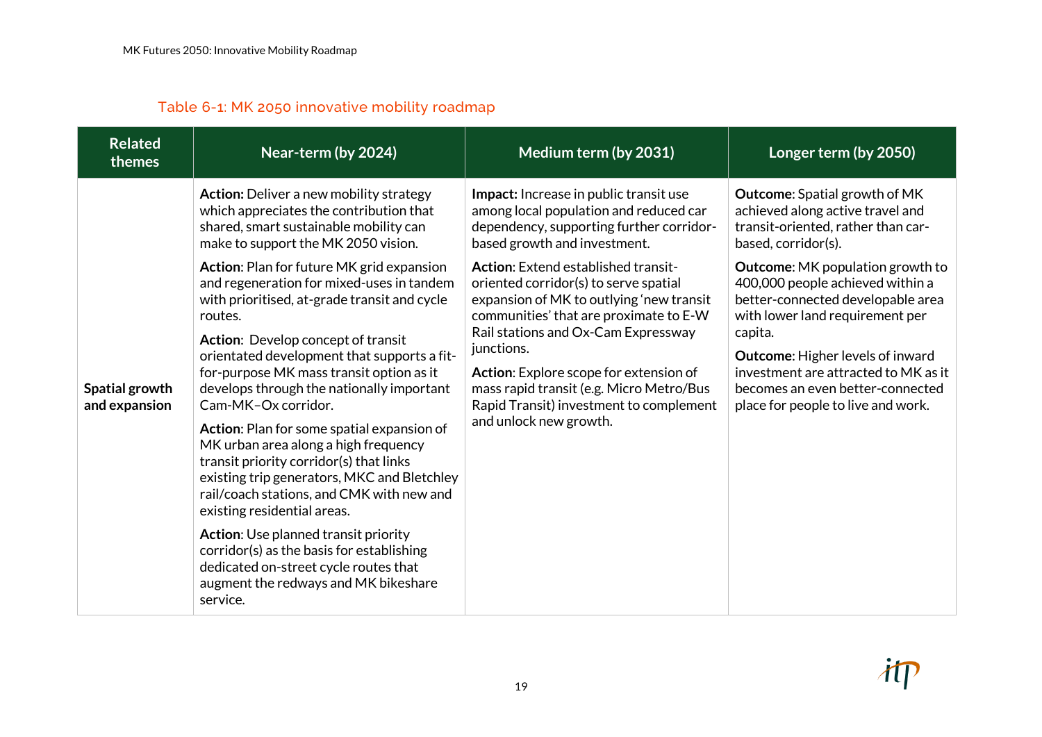Table 6-1: MK 2050 innovative mobility roadmap

| Related themes | Near-term (by 2024) | Medium term (by 2031) | Longer term (by 2050) |
|---|---|---|---|
| **Spatial growth and expansion** | **Action:** Deliver a new mobility strategy which appreciates the contribution that shared, smart sustainable mobility can make to support the MK 2050 vision.<br><br>**Action**: Plan for future MK grid expansion and regeneration for mixed-uses in tandem with prioritised, at-grade transit and cycle routes.<br><br>**Action**: Develop concept of transit orientated development that supports a fit-for-purpose MK mass transit option as it develops through the nationally important Cam-MK–Ox corridor.<br><br>**Action**: Plan for some spatial expansion of MK urban area along a high frequency transit priority corridor(s) that links existing trip generators, MKC and Bletchley rail/coach stations, and CMK with new and existing residential areas.<br><br>**Action**: Use planned transit priority corridor(s) as the basis for establishing dedicated on-street cycle routes that augment the redways and MK bikeshare service. | **Impact:** Increase in public transit use among local population and reduced car dependency, supporting further corridor-based growth and investment.<br><br>**Action**: Extend established transit-oriented corridor(s) to serve spatial expansion of MK to outlying 'new transit communities' that are proximate to E-W Rail stations and Ox-Cam Expressway junctions.<br><br>**Action**: Explore scope for extension of mass rapid transit (e.g. Micro Metro/Bus Rapid Transit) investment to complement and unlock new growth. | **Outcome**: Spatial growth of MK achieved along active travel and transit-oriented, rather than car-based, corridor(s).<br><br>**Outcome**: MK population growth to 400,000 people achieved within a better-connected developable area with lower land requirement per capita.<br><br>**Outcome**: Higher levels of inward investment are attracted to MK as it becomes an even better-connected place for people to live and work. |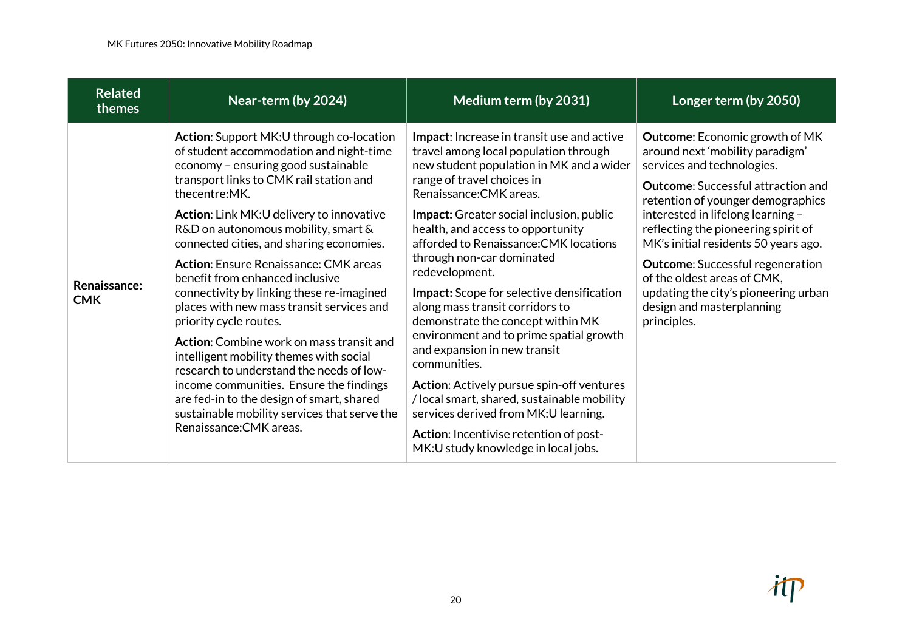| Related themes | Near-term (by 2024) | Medium term (by 2031) | Longer term (by 2050) |
|---|---|---|---|
| **Renaissance: CMK** | **Action**: Support MK:U through co-location of student accommodation and night-time economy – ensuring good sustainable transport links to CMK rail station and thecentre:MK.<br><br>**Action**: Link MK:U delivery to innovative R&D on autonomous mobility, smart & connected cities, and sharing economies.<br><br>**Action**: Ensure Renaissance: CMK areas benefit from enhanced inclusive connectivity by linking these re-imagined places with new mass transit services and priority cycle routes.<br><br>**Action**: Combine work on mass transit and intelligent mobility themes with social research to understand the needs of low-income communities. Ensure the findings are fed-in to the design of smart, shared sustainable mobility services that serve the Renaissance:CMK areas. | **Impact**: Increase in transit use and active travel among local population through new student population in MK and a wider range of travel choices in Renaissance:CMK areas.<br><br>**Impact:** Greater social inclusion, public health, and access to opportunity afforded to Renaissance:CMK locations through non-car dominated redevelopment.<br><br>**Impact:** Scope for selective densification along mass transit corridors to demonstrate the concept within MK environment and to prime spatial growth and expansion in new transit communities.<br><br>**Action**: Actively pursue spin-off ventures / local smart, shared, sustainable mobility services derived from MK:U learning.<br><br>**Action**: Incentivise retention of post-MK:U study knowledge in local jobs. | **Outcome**: Economic growth of MK around next 'mobility paradigm' services and technologies.<br><br>**Outcome**: Successful attraction and retention of younger demographics interested in lifelong learning – reflecting the pioneering spirit of MK's initial residents 50 years ago.<br><br>**Outcome**: Successful regeneration of the oldest areas of CMK, updating the city's pioneering urban design and masterplanning principles. |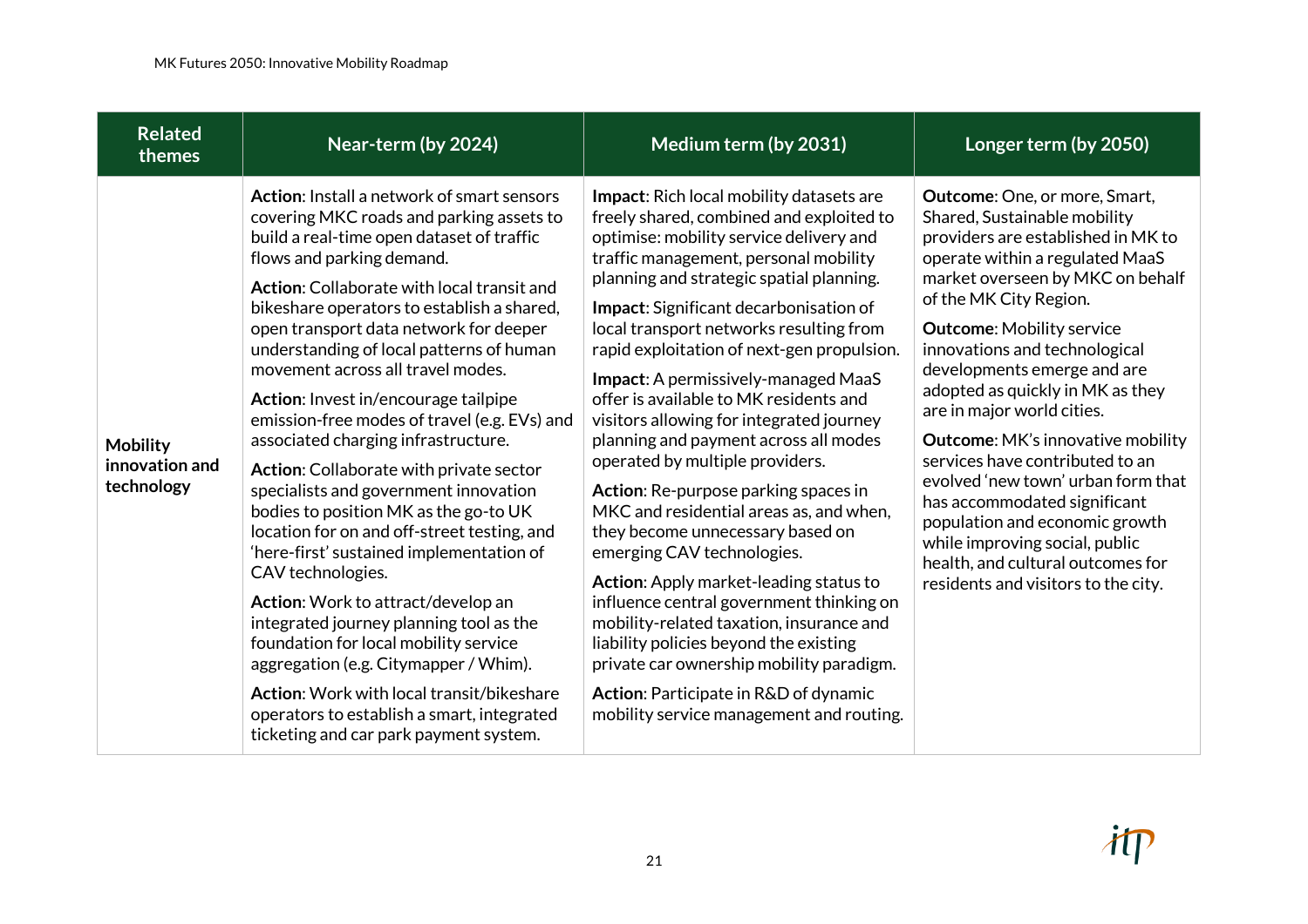| Related themes | Near-term (by 2024) | Medium term (by 2031) | Longer term (by 2050) |
|---|---|---|---|
| **Mobility innovation and technology** | **Action**: Install a network of smart sensors covering MKC roads and parking assets to build a real-time open dataset of traffic flows and parking demand.<br><br>**Action**: Collaborate with local transit and bikeshare operators to establish a shared, open transport data network for deeper understanding of local patterns of human movement across all travel modes.<br><br>**Action**: Invest in/encourage tailpipe emission-free modes of travel (e.g. EVs) and associated charging infrastructure.<br><br>**Action**: Collaborate with private sector specialists and government innovation bodies to position MK as the go-to UK location for on and off-street testing, and 'here-first' sustained implementation of CAV technologies.<br><br>**Action**: Work to attract/develop an integrated journey planning tool as the foundation for local mobility service aggregation (e.g. Citymapper / Whim).<br><br>**Action**: Work with local transit/bikeshare operators to establish a smart, integrated ticketing and car park payment system. | **Impact**: Rich local mobility datasets are freely shared, combined and exploited to optimise: mobility service delivery and traffic management, personal mobility planning and strategic spatial planning.<br><br>**Impact**: Significant decarbonisation of local transport networks resulting from rapid exploitation of next-gen propulsion.<br><br>**Impact**: A permissively-managed MaaS offer is available to MK residents and visitors allowing for integrated journey planning and payment across all modes operated by multiple providers.<br><br>**Action**: Re-purpose parking spaces in MKC and residential areas as, and when, they become unnecessary based on emerging CAV technologies.<br><br>**Action**: Apply market-leading status to influence central government thinking on mobility-related taxation, insurance and liability policies beyond the existing private car ownership mobility paradigm.<br><br>**Action**: Participate in R&D of dynamic mobility service management and routing. | **Outcome**: One, or more, Smart, Shared, Sustainable mobility providers are established in MK to operate within a regulated MaaS market overseen by MKC on behalf of the MK City Region.<br><br>**Outcome**: Mobility service innovations and technological developments emerge and are adopted as quickly in MK as they are in major world cities.<br><br>**Outcome**: MK's innovative mobility services have contributed to an evolved 'new town' urban form that has accommodated significant population and economic growth while improving social, public health, and cultural outcomes for residents and visitors to the city. |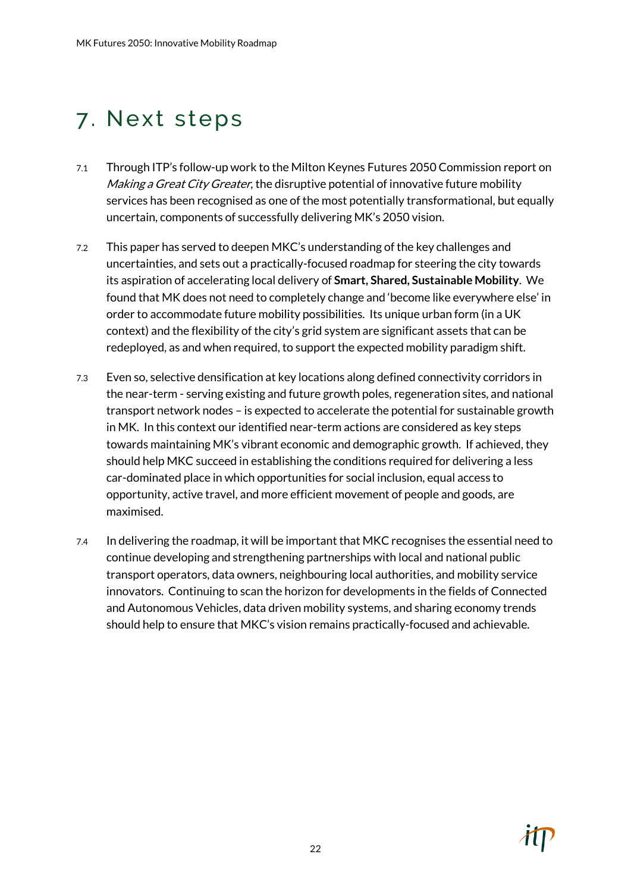# 7. Next steps

7.1 Through ITP's follow-up work to the Milton Keynes Futures 2050 Commission report on *Making a Great City Greater*, the disruptive potential of innovative future mobility services has been recognised as one of the most potentially transformational, but equally uncertain, components of successfully delivering MK's 2050 vision.

7.2 This paper has served to deepen MKC's understanding of the key challenges and uncertainties, and sets out a practically-focused roadmap for steering the city towards its aspiration of accelerating local delivery of **Smart, Shared, Sustainable Mobility**. We found that MK does not need to completely change and 'become like everywhere else' in order to accommodate future mobility possibilities. Its unique urban form (in a UK context) and the flexibility of the city's grid system are significant assets that can be redeployed, as and when required, to support the expected mobility paradigm shift.

7.3 Even so, selective densification at key locations along defined connectivity corridors in the near-term - serving existing and future growth poles, regeneration sites, and national transport network nodes – is expected to accelerate the potential for sustainable growth in MK. In this context our identified near-term actions are considered as key steps towards maintaining MK's vibrant economic and demographic growth. If achieved, they should help MKC succeed in establishing the conditions required for delivering a less car-dominated place in which opportunities for social inclusion, equal access to opportunity, active travel, and more efficient movement of people and goods, are maximised.

7.4 In delivering the roadmap, it will be important that MKC recognises the essential need to continue developing and strengthening partnerships with local and national public transport operators, data owners, neighbouring local authorities, and mobility service innovators. Continuing to scan the horizon for developments in the fields of Connected and Autonomous Vehicles, data driven mobility systems, and sharing economy trends should help to ensure that MKC's vision remains practically-focused and achievable.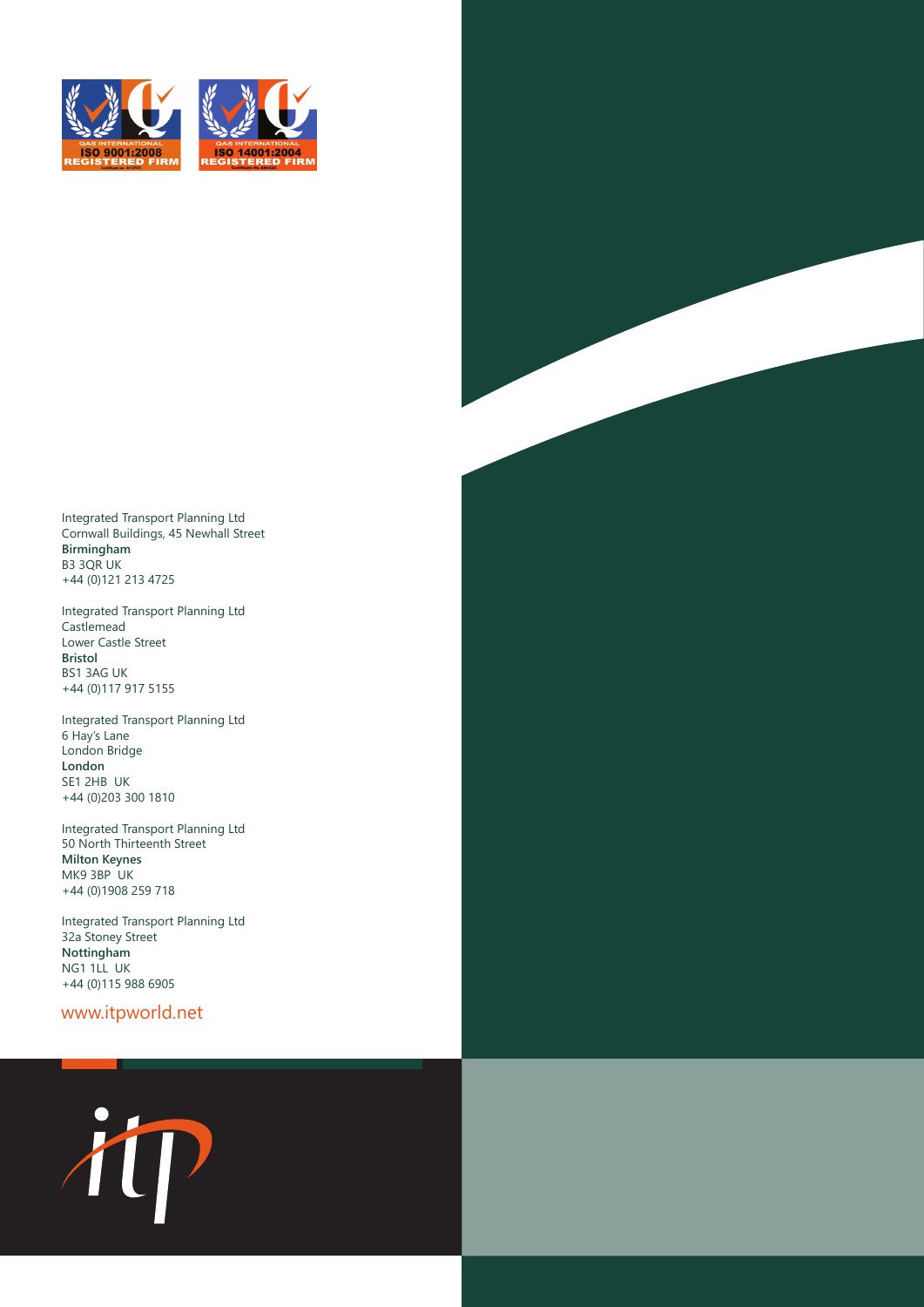Integrated Transport Planning Ltd
Cornwall Buildings, 45 Newhall Street
**Birmingham**
B3 3QR UK
+44 (0)121 213 4725

Integrated Transport Planning Ltd
Castlemead
Lower Castle Street
**Bristol**
BS1 3AG UK
+44 (0)117 917 5155

Integrated Transport Planning Ltd
6 Hay's Lane
London Bridge
**London**
SE1 2HB UK
+44 (0)203 300 1810

Integrated Transport Planning Ltd
50 North Thirteenth Street
**Milton Keynes**
MK9 3BP UK
+44 (0)1908 259 718

Integrated Transport Planning Ltd
32a Stoney Street
**Nottingham**
NG1 1LL UK
+44 (0)115 988 6905

www.itpworld.net